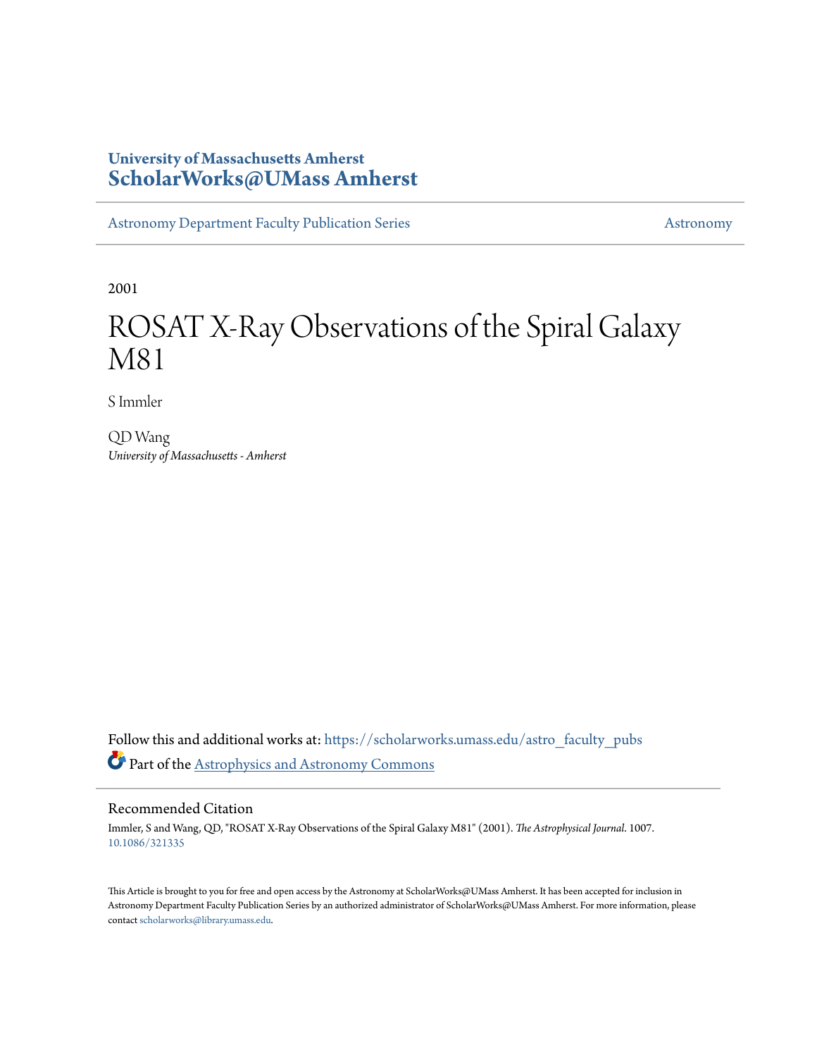University of Massachusetts Amherst
**ScholarWorks@UMass Amherst**

Astronomy Department Faculty Publication Series | Astronomy

2001

# ROSAT X-Ray Observations of the Spiral Galaxy M81

S Immler

QD Wang
*University of Massachusetts - Amherst*

Follow this and additional works at: https://scholarworks.umass.edu/astro_faculty_pubs

Part of the Astrophysics and Astronomy Commons

## Recommended Citation

Immler, S and Wang, QD, "ROSAT X-Ray Observations of the Spiral Galaxy M81" (2001). *The Astrophysical Journal*. 1007.
10.1086/321335

This Article is brought to you for free and open access by the Astronomy at ScholarWorks@UMass Amherst. It has been accepted for inclusion in Astronomy Department Faculty Publication Series by an authorized administrator of ScholarWorks@UMass Amherst. For more information, please contact scholarworks@library.umass.edu.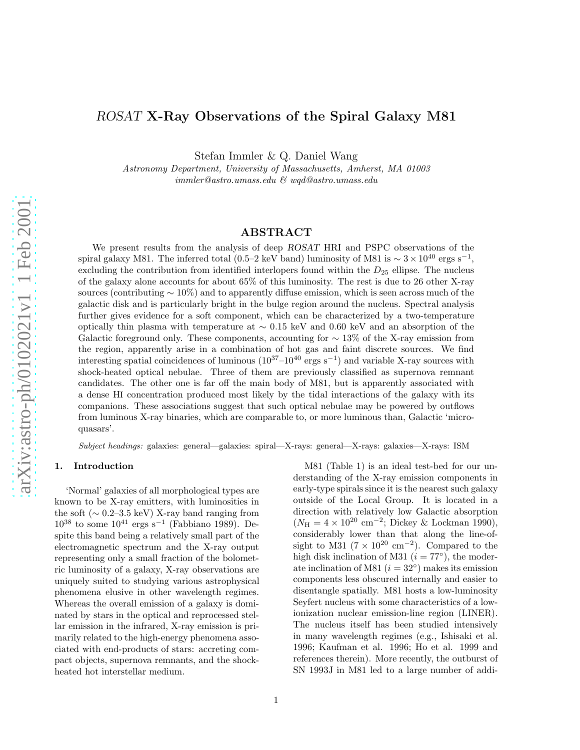# *ROSAT* X-Ray Observations of the Spiral Galaxy M81

Stefan Immler & Q. Daniel Wang

*Astronomy Department, University of Massachusetts, Amherst, MA 01003*

*immler@astro.umass.edu & wqd@astro.umass.edu*

## ABSTRACT

We present results from the analysis of deep *ROSAT* HRI and PSPC observations of the spiral galaxy M81. The inferred total (0.5–2 keV band) luminosity of M81 is $\sim 3 \times 10^{40}$ ergs s$^{-1}$, excluding the contribution from identified interlopers found within the $D_{25}$ ellipse. The nucleus of the galaxy alone accounts for about 65% of this luminosity. The rest is due to 26 other X-ray sources (contributing $\sim 10\%$) and to apparently diffuse emission, which is seen across much of the galactic disk and is particularly bright in the bulge region around the nucleus. Spectral analysis further gives evidence for a soft component, which can be characterized by a two-temperature optically thin plasma with temperature at $\sim 0.15$ keV and 0.60 keV and an absorption of the Galactic foreground only. These components, accounting for $\sim 13\%$ of the X-ray emission from the region, apparently arise in a combination of hot gas and faint discrete sources. We find interesting spatial coincidences of luminous ($10^{37}$–$10^{40}$ ergs s$^{-1}$) and variable X-ray sources with shock-heated optical nebulae. Three of them are previously classified as supernova remnant candidates. The other one is far off the main body of M81, but is apparently associated with a dense HI concentration produced most likely by the tidal interactions of the galaxy with its companions. These associations suggest that such optical nebulae may be powered by outflows from luminous X-ray binaries, which are comparable to, or more luminous than, Galactic 'micro-quasars'.

*Subject headings:* galaxies: general—galaxies: spiral—X-rays: general—X-rays: galaxies—X-rays: ISM

## 1. Introduction

'Normal' galaxies of all morphological types are known to be X-ray emitters, with luminosities in the soft ($\sim$ 0.2–3.5 keV) X-ray band ranging from $10^{38}$ to some $10^{41}$ ergs s$^{-1}$ (Fabbiano 1989). Despite this band being a relatively small part of the electromagnetic spectrum and the X-ray output representing only a small fraction of the bolometric luminosity of a galaxy, X-ray observations are uniquely suited to studying various astrophysical phenomena elusive in other wavelength regimes. Whereas the overall emission of a galaxy is dominated by stars in the optical and reprocessed stellar emission in the infrared, X-ray emission is primarily related to the high-energy phenomena associated with end-products of stars: accreting compact objects, supernova remnants, and the shock-heated hot interstellar medium.

M81 (Table 1) is an ideal test-bed for our understanding of the X-ray emission components in early-type spirals since it is the nearest such galaxy outside of the Local Group. It is located in a direction with relatively low Galactic absorption ($N_{\rm H} = 4 \times 10^{20}$ cm$^{-2}$; Dickey & Lockman 1990), considerably lower than that along the line-of-sight to M31 ($7 \times 10^{20}$ cm$^{-2}$). Compared to the high disk inclination of M31 ($i = 77^{\circ}$), the moderate inclination of M81 ($i = 32^{\circ}$) makes its emission components less obscured internally and easier to disentangle spatially. M81 hosts a low-luminosity Seyfert nucleus with some characteristics of a low-ionization nuclear emission-line region (LINER). The nucleus itself has been studied intensively in many wavelength regimes (e.g., Ishisaki et al. 1996; Kaufman et al. 1996; Ho et al. 1999 and references therein). More recently, the outburst of SN 1993J in M81 led to a large number of addi-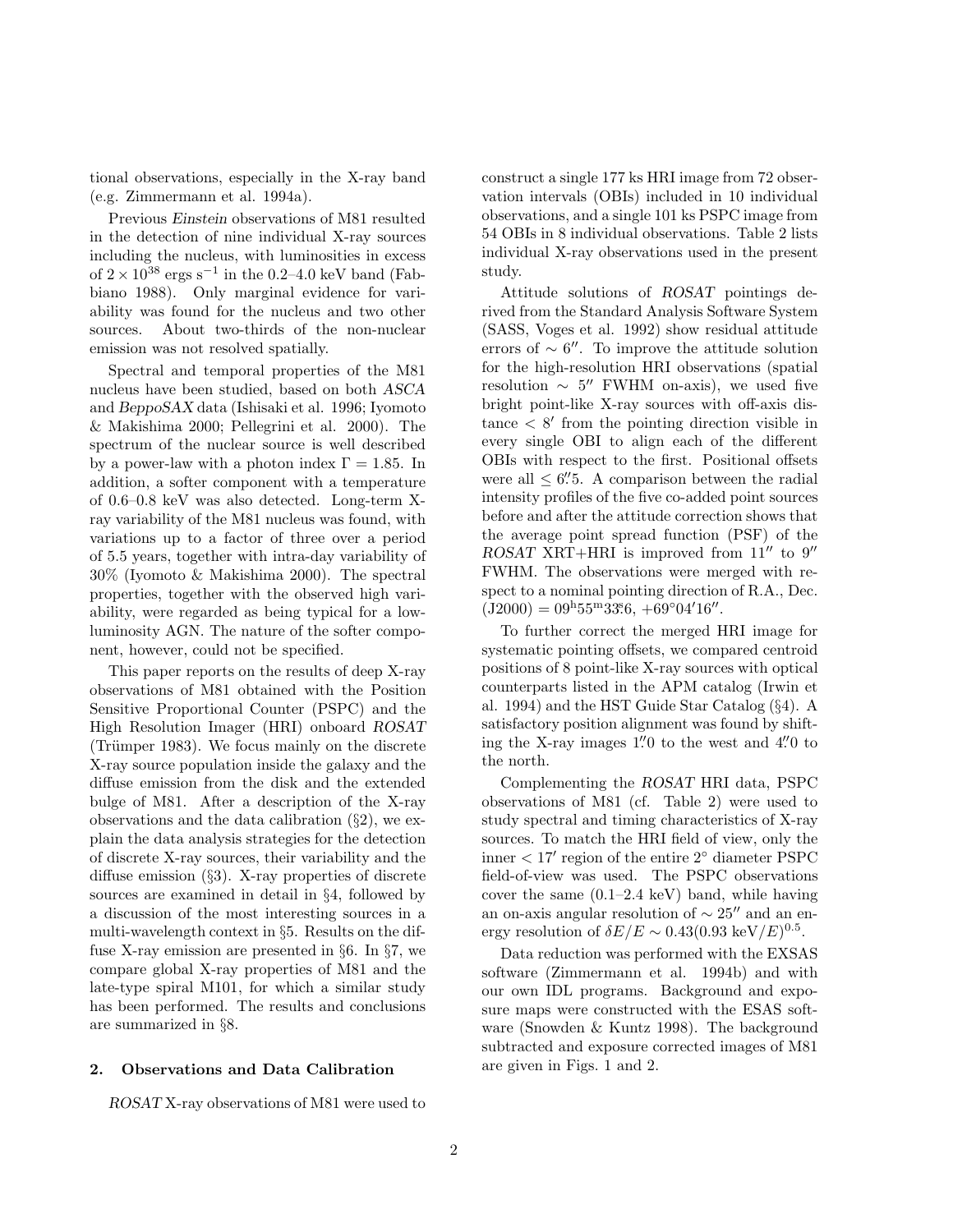tional observations, especially in the X-ray band (e.g. Zimmermann et al. 1994a).

Previous *Einstein* observations of M81 resulted in the detection of nine individual X-ray sources including the nucleus, with luminosities in excess of $2 \times 10^{38}$ ergs s$^{-1}$ in the 0.2–4.0 keV band (Fabbiano 1988). Only marginal evidence for variability was found for the nucleus and two other sources. About two-thirds of the non-nuclear emission was not resolved spatially.

Spectral and temporal properties of the M81 nucleus have been studied, based on both *ASCA* and *BeppoSAX* data (Ishisaki et al. 1996; Iyomoto & Makishima 2000; Pellegrini et al. 2000). The spectrum of the nuclear source is well described by a power-law with a photon index $\Gamma = 1.85$. In addition, a softer component with a temperature of 0.6–0.8 keV was also detected. Long-term X-ray variability of the M81 nucleus was found, with variations up to a factor of three over a period of 5.5 years, together with intra-day variability of 30% (Iyomoto & Makishima 2000). The spectral properties, together with the observed high variability, were regarded as being typical for a low-luminosity AGN. The nature of the softer component, however, could not be specified.

This paper reports on the results of deep X-ray observations of M81 obtained with the Position Sensitive Proportional Counter (PSPC) and the High Resolution Imager (HRI) onboard *ROSAT* (Trümper 1983). We focus mainly on the discrete X-ray source population inside the galaxy and the diffuse emission from the disk and the extended bulge of M81. After a description of the X-ray observations and the data calibration (§2), we explain the data analysis strategies for the detection of discrete X-ray sources, their variability and the diffuse emission (§3). X-ray properties of discrete sources are examined in detail in §4, followed by a discussion of the most interesting sources in a multi-wavelength context in §5. Results on the diffuse X-ray emission are presented in §6. In §7, we compare global X-ray properties of M81 and the late-type spiral M101, for which a similar study has been performed. The results and conclusions are summarized in §8.

## 2. Observations and Data Calibration

*ROSAT* X-ray observations of M81 were used to construct a single 177 ks HRI image from 72 observation intervals (OBIs) included in 10 individual observations, and a single 101 ks PSPC image from 54 OBIs in 8 individual observations. Table 2 lists individual X-ray observations used in the present study.

Attitude solutions of *ROSAT* pointings derived from the Standard Analysis Software System (SASS, Voges et al. 1992) show residual attitude errors of $\sim 6''$. To improve the attitude solution for the high-resolution HRI observations (spatial resolution $\sim 5''$ FWHM on-axis), we used five bright point-like X-ray sources with off-axis distance $< 8'$ from the pointing direction visible in every single OBI to align each of the different OBIs with respect to the first. Positional offsets were all $\leq 6''.5$. A comparison between the radial intensity profiles of the five co-added point sources before and after the attitude correction shows that the average point spread function (PSF) of the *ROSAT* XRT+HRI is improved from $11''$ to $9''$ FWHM. The observations were merged with respect to a nominal pointing direction of R.A., Dec. (J2000) = $09^{\rm h}55^{\rm m}33^{\rm s}.6$, $+69°04'16''$.

To further correct the merged HRI image for systematic pointing offsets, we compared centroid positions of 8 point-like X-ray sources with optical counterparts listed in the APM catalog (Irwin et al. 1994) and the HST Guide Star Catalog (§4). A satisfactory position alignment was found by shifting the X-ray images $1''.0$ to the west and $4''.0$ to the north.

Complementing the *ROSAT* HRI data, PSPC observations of M81 (cf. Table 2) were used to study spectral and timing characteristics of X-ray sources. To match the HRI field of view, only the inner $< 17'$ region of the entire $2°$ diameter PSPC field-of-view was used. The PSPC observations cover the same (0.1–2.4 keV) band, while having an on-axis angular resolution of $\sim 25''$ and an energy resolution of $\delta E/E \sim 0.43(0.93 \text{ keV}/E)^{0.5}$.

Data reduction was performed with the EXSAS software (Zimmermann et al. 1994b) and with our own IDL programs. Background and exposure maps were constructed with the ESAS software (Snowden & Kuntz 1998). The background subtracted and exposure corrected images of M81 are given in Figs. 1 and 2.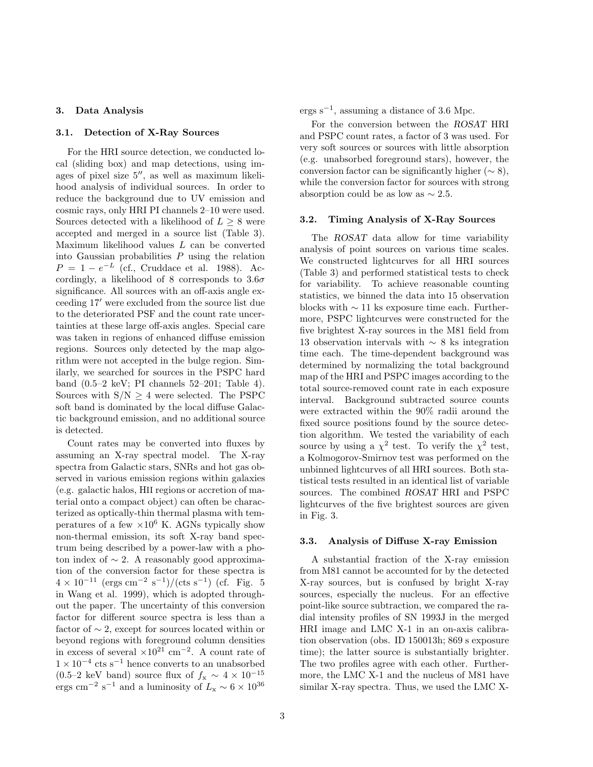## 3. Data Analysis

### 3.1. Detection of X-Ray Sources

For the HRI source detection, we conducted local (sliding box) and map detections, using images of pixel size $5''$, as well as maximum likelihood analysis of individual sources. In order to reduce the background due to UV emission and cosmic rays, only HRI PI channels 2–10 were used. Sources detected with a likelihood of $L \geq 8$ were accepted and merged in a source list (Table 3). Maximum likelihood values $L$ can be converted into Gaussian probabilities $P$ using the relation $P = 1 - e^{-L}$ (cf., Cruddace et al. 1988). Accordingly, a likelihood of 8 corresponds to $3.6\sigma$ significance. All sources with an off-axis angle exceeding $17'$ were excluded from the source list due to the deteriorated PSF and the count rate uncertainties at these large off-axis angles. Special care was taken in regions of enhanced diffuse emission regions. Sources only detected by the map algorithm were not accepted in the bulge region. Similarly, we searched for sources in the PSPC hard band (0.5–2 keV; PI channels 52–201; Table 4). Sources with $S/N \geq 4$ were selected. The PSPC soft band is dominated by the local diffuse Galactic background emission, and no additional source is detected.

Count rates may be converted into fluxes by assuming an X-ray spectral model. The X-ray spectra from Galactic stars, SNRs and hot gas observed in various emission regions within galaxies (e.g. galactic halos, HII regions or accretion of material onto a compact object) can often be characterized as optically-thin thermal plasma with temperatures of a few $\times 10^6$ K. AGNs typically show non-thermal emission, its soft X-ray band spectrum being described by a power-law with a photon index of $\sim 2$. A reasonably good approximation of the conversion factor for these spectra is $4 \times 10^{-11}$ (ergs cm$^{-2}$ s$^{-1}$)/(cts s$^{-1}$) (cf. Fig. 5 in Wang et al. 1999), which is adopted throughout the paper. The uncertainty of this conversion factor for different source spectra is less than a factor of $\sim 2$, except for sources located within or beyond regions with foreground column densities in excess of several $\times 10^{21}$ cm$^{-2}$. A count rate of $1 \times 10^{-4}$ cts s$^{-1}$ hence converts to an unabsorbed (0.5–2 keV band) source flux of $f_{\rm x} \sim 4 \times 10^{-15}$ ergs cm$^{-2}$ s$^{-1}$ and a luminosity of $L_{\rm x} \sim 6 \times 10^{36}$ ergs s$^{-1}$, assuming a distance of 3.6 Mpc.

For the conversion between the *ROSAT* HRI and PSPC count rates, a factor of 3 was used. For very soft sources or sources with little absorption (e.g. unabsorbed foreground stars), however, the conversion factor can be significantly higher ($\sim 8$), while the conversion factor for sources with strong absorption could be as low as $\sim 2.5$.

### 3.2. Timing Analysis of X-Ray Sources

The *ROSAT* data allow for time variability analysis of point sources on various time scales. We constructed lightcurves for all HRI sources (Table 3) and performed statistical tests to check for variability. To achieve reasonable counting statistics, we binned the data into 15 observation blocks with $\sim 11$ ks exposure time each. Furthermore, PSPC lightcurves were constructed for the five brightest X-ray sources in the M81 field from 13 observation intervals with $\sim 8$ ks integration time each. The time-dependent background was determined by normalizing the total background map of the HRI and PSPC images according to the total source-removed count rate in each exposure interval. Background subtracted source counts were extracted within the 90% radii around the fixed source positions found by the source detection algorithm. We tested the variability of each source by using a $\chi^2$ test. To verify the $\chi^2$ test, a Kolmogorov-Smirnov test was performed on the unbinned lightcurves of all HRI sources. Both statistical tests resulted in an identical list of variable sources. The combined *ROSAT* HRI and PSPC lightcurves of the five brightest sources are given in Fig. 3.

### 3.3. Analysis of Diffuse X-ray Emission

A substantial fraction of the X-ray emission from M81 cannot be accounted for by the detected X-ray sources, but is confused by bright X-ray sources, especially the nucleus. For an effective point-like source subtraction, we compared the radial intensity profiles of SN 1993J in the merged HRI image and LMC X-1 in an on-axis calibration observation (obs. ID 150013h; 869 s exposure time); the latter source is substantially brighter. The two profiles agree with each other. Furthermore, the LMC X-1 and the nucleus of M81 have similar X-ray spectra. Thus, we used the LMC X-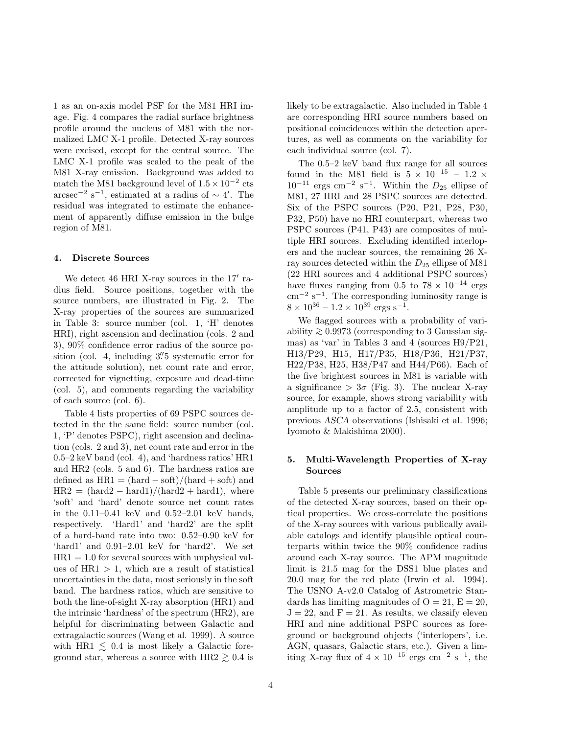1 as an on-axis model PSF for the M81 HRI image. Fig. 4 compares the radial surface brightness profile around the nucleus of M81 with the normalized LMC X-1 profile. Detected X-ray sources were excised, except for the central source. The LMC X-1 profile was scaled to the peak of the M81 X-ray emission. Background was added to match the M81 background level of $1.5 \times 10^{-2}$ cts arcsec$^{-2}$ s$^{-1}$, estimated at a radius of $\sim 4'$. The residual was integrated to estimate the enhancement of apparently diffuse emission in the bulge region of M81.

## 4. Discrete Sources

We detect 46 HRI X-ray sources in the $17'$ radius field. Source positions, together with the source numbers, are illustrated in Fig. 2. The X-ray properties of the sources are summarized in Table 3: source number (col. 1, 'H' denotes HRI), right ascension and declination (cols. 2 and 3), 90% confidence error radius of the source position (col. 4, including $3''\!.5$ systematic error for the attitude solution), net count rate and error, corrected for vignetting, exposure and dead-time (col. 5), and comments regarding the variability of each source (col. 6).

Table 4 lists properties of 69 PSPC sources detected in the the same field: source number (col. 1, 'P' denotes PSPC), right ascension and declination (cols. 2 and 3), net count rate and error in the 0.5–2 keV band (col. 4), and 'hardness ratios' HR1 and HR2 (cols. 5 and 6). The hardness ratios are defined as $\mathrm{HR1} = (\mathrm{hard} - \mathrm{soft})/(\mathrm{hard} + \mathrm{soft})$ and $\mathrm{HR2} = (\mathrm{hard2} - \mathrm{hard1})/(\mathrm{hard2} + \mathrm{hard1})$, where 'soft' and 'hard' denote source net count rates in the 0.11–0.41 keV and 0.52–2.01 keV bands, respectively. 'Hard1' and 'hard2' are the split of a hard-band rate into two: 0.52–0.90 keV for 'hard1' and 0.91–2.01 keV for 'hard2'. We set $\mathrm{HR1} = 1.0$ for several sources with unphysical values of $\mathrm{HR1} > 1$, which are a result of statistical uncertainties in the data, most seriously in the soft band. The hardness ratios, which are sensitive to both the line-of-sight X-ray absorption (HR1) and the intrinsic 'hardness' of the spectrum (HR2), are helpful for discriminating between Galactic and extragalactic sources (Wang et al. 1999). A source with $\mathrm{HR1} \lesssim 0.4$ is most likely a Galactic foreground star, whereas a source with $\mathrm{HR2} \gtrsim 0.4$ is likely to be extragalactic. Also included in Table 4 are corresponding HRI source numbers based on positional coincidences within the detection apertures, as well as comments on the variability for each individual source (col. 7).

The 0.5–2 keV band flux range for all sources found in the M81 field is $5 \times 10^{-15}$ – $1.2 \times 10^{-11}$ ergs cm$^{-2}$ s$^{-1}$. Within the $D_{25}$ ellipse of M81, 27 HRI and 28 PSPC sources are detected. Six of the PSPC sources (P20, P21, P28, P30, P32, P50) have no HRI counterpart, whereas two PSPC sources (P41, P43) are composites of multiple HRI sources. Excluding identified interlopers and the nuclear sources, the remaining 26 X-ray sources detected within the $D_{25}$ ellipse of M81 (22 HRI sources and 4 additional PSPC sources) have fluxes ranging from 0.5 to $78 \times 10^{-14}$ ergs cm$^{-2}$ s$^{-1}$. The corresponding luminosity range is $8 \times 10^{36}$ – $1.2 \times 10^{39}$ ergs s$^{-1}$.

We flagged sources with a probability of variability $\gtrsim 0.9973$ (corresponding to 3 Gaussian sigmas) as 'var' in Tables 3 and 4 (sources H9/P21, H13/P29, H15, H17/P35, H18/P36, H21/P37, H22/P38, H25, H38/P47 and H44/P66). Each of the five brightest sources in M81 is variable with a significance $> 3\sigma$ (Fig. 3). The nuclear X-ray source, for example, shows strong variability with amplitude up to a factor of 2.5, consistent with previous *ASCA* observations (Ishisaki et al. 1996; Iyomoto & Makishima 2000).

## 5. Multi-Wavelength Properties of X-ray Sources

Table 5 presents our preliminary classifications of the detected X-ray sources, based on their optical properties. We cross-correlate the positions of the X-ray sources with various publically available catalogs and identify plausible optical counterparts within twice the 90% confidence radius around each X-ray source. The APM magnitude limit is 21.5 mag for the DSS1 blue plates and 20.0 mag for the red plate (Irwin et al. 1994). The USNO A-v2.0 Catalog of Astrometric Standards has limiting magnitudes of O = 21, E = 20, J = 22, and F = 21. As results, we classify eleven HRI and nine additional PSPC sources as foreground or background objects ('interlopers', i.e. AGN, quasars, Galactic stars, etc.). Given a limiting X-ray flux of $4 \times 10^{-15}$ ergs cm$^{-2}$ s$^{-1}$, the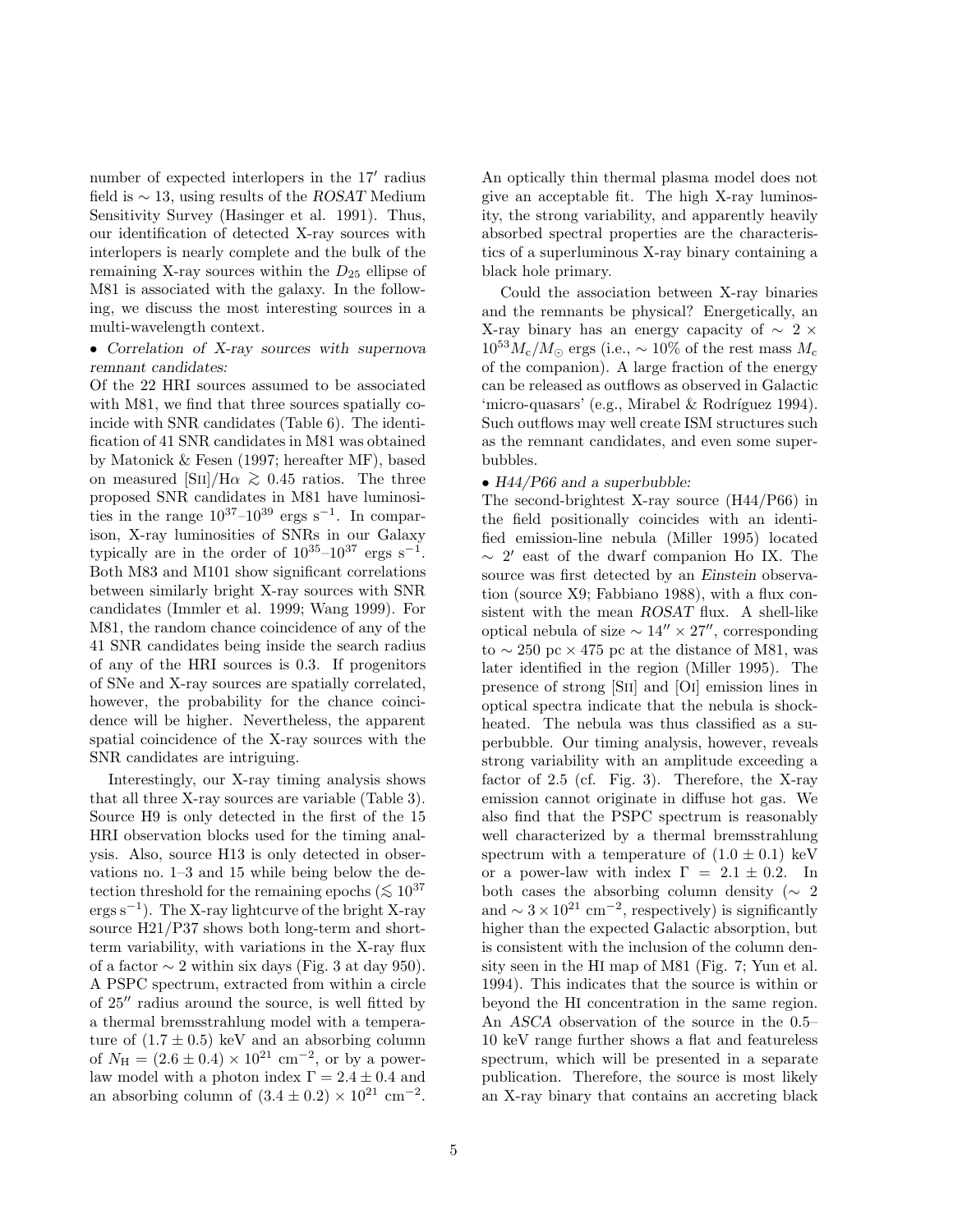number of expected interlopers in the 17′ radius field is $\sim 13$, using results of the *ROSAT* Medium Sensitivity Survey (Hasinger et al. 1991). Thus, our identification of detected X-ray sources with interlopers is nearly complete and the bulk of the remaining X-ray sources within the $D_{25}$ ellipse of M81 is associated with the galaxy. In the following, we discuss the most interesting sources in a multi-wavelength context.

• *Correlation of X-ray sources with supernova remnant candidates:*
Of the 22 HRI sources assumed to be associated with M81, we find that three sources spatially coincide with SNR candidates (Table 6). The identification of 41 SNR candidates in M81 was obtained by Matonick & Fesen (1997; hereafter MF), based on measured [SII]/H$\alpha \gtrsim 0.45$ ratios. The three proposed SNR candidates in M81 have luminosities in the range $10^{37}$–$10^{39}$ ergs s$^{-1}$. In comparison, X-ray luminosities of SNRs in our Galaxy typically are in the order of $10^{35}$–$10^{37}$ ergs s$^{-1}$. Both M83 and M101 show significant correlations between similarly bright X-ray sources with SNR candidates (Immler et al. 1999; Wang 1999). For M81, the random chance coincidence of any of the 41 SNR candidates being inside the search radius of any of the HRI sources is 0.3. If progenitors of SNe and X-ray sources are spatially correlated, however, the probability for the chance coincidence will be higher. Nevertheless, the apparent spatial coincidence of the X-ray sources with the SNR candidates are intriguing.

Interestingly, our X-ray timing analysis shows that all three X-ray sources are variable (Table 3). Source H9 is only detected in the first of the 15 HRI observation blocks used for the timing analysis. Also, source H13 is only detected in observations no. 1–3 and 15 while being below the detection threshold for the remaining epochs ($\lesssim 10^{37}$ ergs s$^{-1}$). The X-ray lightcurve of the bright X-ray source H21/P37 shows both long-term and short-term variability, with variations in the X-ray flux of a factor $\sim 2$ within six days (Fig. 3 at day 950). A PSPC spectrum, extracted from within a circle of 25″ radius around the source, is well fitted by a thermal bremsstrahlung model with a temperature of $(1.7 \pm 0.5)$ keV and an absorbing column of $N_{\rm H} = (2.6 \pm 0.4) \times 10^{21}$ cm$^{-2}$, or by a power-law model with a photon index $\Gamma = 2.4 \pm 0.4$ and an absorbing column of $(3.4 \pm 0.2) \times 10^{21}$ cm$^{-2}$. An optically thin thermal plasma model does not give an acceptable fit. The high X-ray luminosity, the strong variability, and apparently heavily absorbed spectral properties are the characteristics of a superluminous X-ray binary containing a black hole primary.

Could the association between X-ray binaries and the remnants be physical? Energetically, an X-ray binary has an energy capacity of $\sim 2 \times 10^{53} M_{\rm c}/M_{\odot}$ ergs (i.e., $\sim 10\%$ of the rest mass $M_{\rm c}$ of the companion). A large fraction of the energy can be released as outflows as observed in Galactic 'micro-quasars' (e.g., Mirabel & Rodríguez 1994). Such outflows may well create ISM structures such as the remnant candidates, and even some superbubbles.

• *H44/P66 and a superbubble:*
The second-brightest X-ray source (H44/P66) in the field positionally coincides with an identified emission-line nebula (Miller 1995) located $\sim 2'$ east of the dwarf companion Ho IX. The source was first detected by an *Einstein* observation (source X9; Fabbiano 1988), with a flux consistent with the mean *ROSAT* flux. A shell-like optical nebula of size $\sim 14'' \times 27''$, corresponding to $\sim 250$ pc $\times$ 475 pc at the distance of M81, was later identified in the region (Miller 1995). The presence of strong [SII] and [OI] emission lines in optical spectra indicate that the nebula is shock-heated. The nebula was thus classified as a superbubble. Our timing analysis, however, reveals strong variability with an amplitude exceeding a factor of 2.5 (cf. Fig. 3). Therefore, the X-ray emission cannot originate in diffuse hot gas. We also find that the PSPC spectrum is reasonably well characterized by a thermal bremsstrahlung spectrum with a temperature of $(1.0 \pm 0.1)$ keV or a power-law with index $\Gamma = 2.1 \pm 0.2$. In both cases the absorbing column density ($\sim 2$ and $\sim 3 \times 10^{21}$ cm$^{-2}$, respectively) is significantly higher than the expected Galactic absorption, but is consistent with the inclusion of the column density seen in the HI map of M81 (Fig. 7; Yun et al. 1994). This indicates that the source is within or beyond the HI concentration in the same region. An *ASCA* observation of the source in the 0.5–10 keV range further shows a flat and featureless spectrum, which will be presented in a separate publication. Therefore, the source is most likely an X-ray binary that contains an accreting black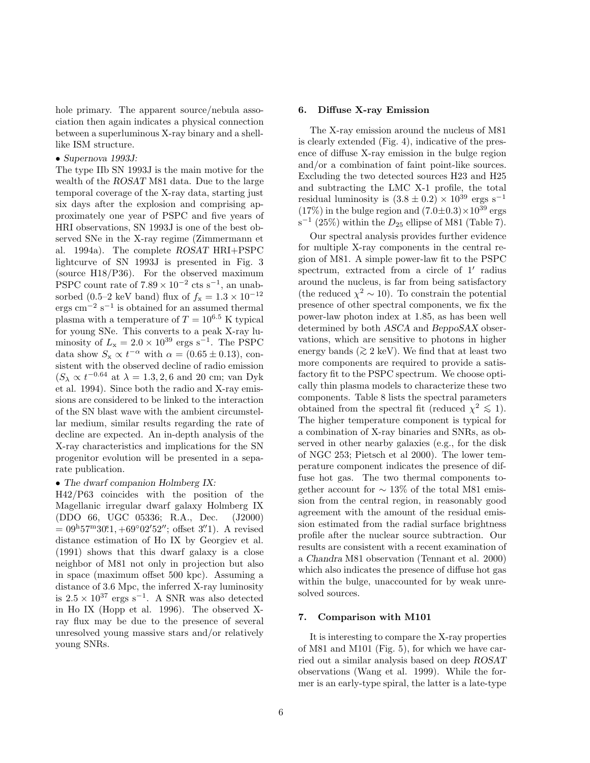hole primary. The apparent source/nebula association then again indicates a physical connection between a superluminous X-ray binary and a shell-like ISM structure.

- *Supernova 1993J:*

The type IIb SN 1993J is the main motive for the wealth of the *ROSAT* M81 data. Due to the large temporal coverage of the X-ray data, starting just six days after the explosion and comprising approximately one year of PSPC and five years of HRI observations, SN 1993J is one of the best observed SNe in the X-ray regime (Zimmermann et al. 1994a). The complete *ROSAT* HRI+PSPC lightcurve of SN 1993J is presented in Fig. 3 (source H18/P36). For the observed maximum PSPC count rate of $7.89 \times 10^{-2}$ cts s$^{-1}$, an unabsorbed (0.5–2 keV band) flux of $f_{\rm x} = 1.3 \times 10^{-12}$ ergs cm$^{-2}$ s$^{-1}$ is obtained for an assumed thermal plasma with a temperature of $T = 10^{6.5}$ K typical for young SNe. This converts to a peak X-ray luminosity of $L_{\rm x} = 2.0 \times 10^{39}$ ergs s$^{-1}$. The PSPC data show $S_{\rm x} \propto t^{-\alpha}$ with $\alpha = (0.65 \pm 0.13)$, consistent with the observed decline of radio emission ($S_\lambda \propto t^{-0.64}$ at $\lambda = 1.3, 2, 6$ and 20 cm; van Dyk et al. 1994). Since both the radio and X-ray emissions are considered to be linked to the interaction of the SN blast wave with the ambient circumstellar medium, similar results regarding the rate of decline are expected. An in-depth analysis of the X-ray characteristics and implications for the SN progenitor evolution will be presented in a separate publication.

- *The dwarf companion Holmberg IX:*

H42/P63 coincides with the position of the Magellanic irregular dwarf galaxy Holmberg IX (DDO 66, UGC 05336; R.A., Dec. (J2000) $= 09^{\rm h}57^{\rm m}30\overset{\rm s}{.}1, +69°02'52''$; offset $3\overset{''}{.}1$). A revised distance estimation of Ho IX by Georgiev et al. (1991) shows that this dwarf galaxy is a close neighbor of M81 not only in projection but also in space (maximum offset 500 kpc). Assuming a distance of 3.6 Mpc, the inferred X-ray luminosity is $2.5 \times 10^{37}$ ergs s$^{-1}$. A SNR was also detected in Ho IX (Hopp et al. 1996). The observed X-ray flux may be due to the presence of several unresolved young massive stars and/or relatively young SNRs.

## 6. Diffuse X-ray Emission

The X-ray emission around the nucleus of M81 is clearly extended (Fig. 4), indicative of the presence of diffuse X-ray emission in the bulge region and/or a combination of faint point-like sources. Excluding the two detected sources H23 and H25 and subtracting the LMC X-1 profile, the total residual luminosity is $(3.8 \pm 0.2) \times 10^{39}$ ergs s$^{-1}$ (17%) in the bulge region and $(7.0 \pm 0.3) \times 10^{39}$ ergs s$^{-1}$ (25%) within the $D_{25}$ ellipse of M81 (Table 7).

Our spectral analysis provides further evidence for multiple X-ray components in the central region of M81. A simple power-law fit to the PSPC spectrum, extracted from a circle of $1'$ radius around the nucleus, is far from being satisfactory (the reduced $\chi^2 \sim 10$). To constrain the potential presence of other spectral components, we fix the power-law photon index at 1.85, as has been well determined by both *ASCA* and *BeppoSAX* observations, which are sensitive to photons in higher energy bands ($\gtrsim 2$ keV). We find that at least two more components are required to provide a satisfactory fit to the PSPC spectrum. We choose optically thin plasma models to characterize these two components. Table 8 lists the spectral parameters obtained from the spectral fit (reduced $\chi^2 \lesssim 1$). The higher temperature component is typical for a combination of X-ray binaries and SNRs, as observed in other nearby galaxies (e.g., for the disk of NGC 253; Pietsch et al 2000). The lower temperature component indicates the presence of diffuse hot gas. The two thermal components together account for $\sim 13\%$ of the total M81 emission from the central region, in reasonably good agreement with the amount of the residual emission estimated from the radial surface brightness profile after the nuclear source subtraction. Our results are consistent with a recent examination of a *Chandra* M81 observation (Tennant et al. 2000) which also indicates the presence of diffuse hot gas within the bulge, unaccounted for by weak unresolved sources.

## 7. Comparison with M101

It is interesting to compare the X-ray properties of M81 and M101 (Fig. 5), for which we have carried out a similar analysis based on deep *ROSAT* observations (Wang et al. 1999). While the former is an early-type spiral, the latter is a late-type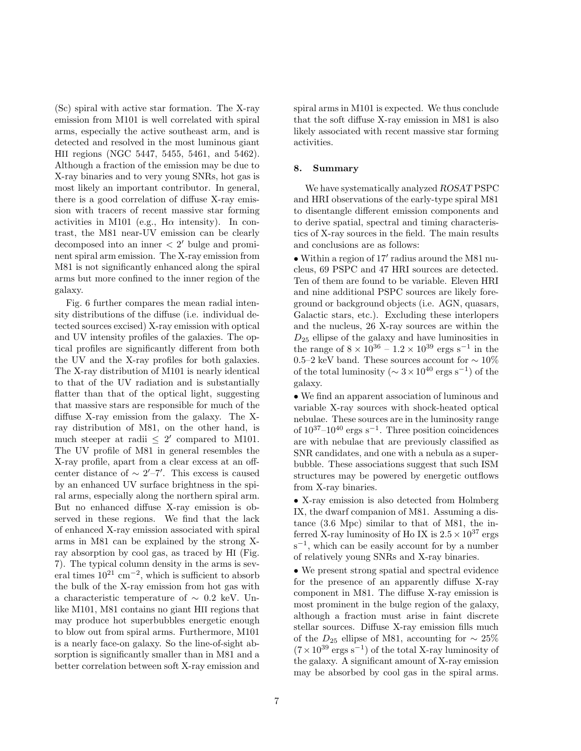(Sc) spiral with active star formation. The X-ray emission from M101 is well correlated with spiral arms, especially the active southeast arm, and is detected and resolved in the most luminous giant HII regions (NGC 5447, 5455, 5461, and 5462). Although a fraction of the emission may be due to X-ray binaries and to very young SNRs, hot gas is most likely an important contributor. In general, there is a good correlation of diffuse X-ray emission with tracers of recent massive star forming activities in M101 (e.g., H$\alpha$ intensity). In contrast, the M81 near-UV emission can be clearly decomposed into an inner $< 2'$ bulge and prominent spiral arm emission. The X-ray emission from M81 is not significantly enhanced along the spiral arms but more confined to the inner region of the galaxy.

Fig. 6 further compares the mean radial intensity distributions of the diffuse (i.e. individual detected sources excised) X-ray emission with optical and UV intensity profiles of the galaxies. The optical profiles are significantly different from both the UV and the X-ray profiles for both galaxies. The X-ray distribution of M101 is nearly identical to that of the UV radiation and is substantially flatter than that of the optical light, suggesting that massive stars are responsible for much of the diffuse X-ray emission from the galaxy. The X-ray distribution of M81, on the other hand, is much steeper at radii $\leq 2'$ compared to M101. The UV profile of M81 in general resembles the X-ray profile, apart from a clear excess at an off-center distance of $\sim 2'$–$7'$. This excess is caused by an enhanced UV surface brightness in the spiral arms, especially along the northern spiral arm. But no enhanced diffuse X-ray emission is observed in these regions. We find that the lack of enhanced X-ray emission associated with spiral arms in M81 can be explained by the strong X-ray absorption by cool gas, as traced by HI (Fig. 7). The typical column density in the arms is several times $10^{21}$ cm$^{-2}$, which is sufficient to absorb the bulk of the X-ray emission from hot gas with a characteristic temperature of $\sim 0.2$ keV. Unlike M101, M81 contains no giant HII regions that may produce hot superbubbles energetic enough to blow out from spiral arms. Furthermore, M101 is a nearly face-on galaxy. So the line-of-sight absorption is significantly smaller than in M81 and a better correlation between soft X-ray emission and spiral arms in M101 is expected. We thus conclude that the soft diffuse X-ray emission in M81 is also likely associated with recent massive star forming activities.

## 8. Summary

We have systematically analyzed *ROSAT* PSPC and HRI observations of the early-type spiral M81 to disentangle different emission components and to derive spatial, spectral and timing characteristics of X-ray sources in the field. The main results and conclusions are as follows:

• Within a region of $17'$ radius around the M81 nucleus, 69 PSPC and 47 HRI sources are detected. Ten of them are found to be variable. Eleven HRI and nine additional PSPC sources are likely foreground or background objects (i.e. AGN, quasars, Galactic stars, etc.). Excluding these interlopers and the nucleus, 26 X-ray sources are within the $D_{25}$ ellipse of the galaxy and have luminosities in the range of $8 \times 10^{36}$ – $1.2 \times 10^{39}$ ergs s$^{-1}$ in the 0.5–2 keV band. These sources account for $\sim 10\%$ of the total luminosity ($\sim 3 \times 10^{40}$ ergs s$^{-1}$) of the galaxy.

• We find an apparent association of luminous and variable X-ray sources with shock-heated optical nebulae. These sources are in the luminosity range of $10^{37}$–$10^{40}$ ergs s$^{-1}$. Three position coincidences are with nebulae that are previously classified as SNR candidates, and one with a nebula as a superbubble. These associations suggest that such ISM structures may be powered by energetic outflows from X-ray binaries.

• X-ray emission is also detected from Holmberg IX, the dwarf companion of M81. Assuming a distance (3.6 Mpc) similar to that of M81, the inferred X-ray luminosity of Ho IX is $2.5 \times 10^{37}$ ergs s$^{-1}$, which can be easily account for by a number of relatively young SNRs and X-ray binaries.

• We present strong spatial and spectral evidence for the presence of an apparently diffuse X-ray component in M81. The diffuse X-ray emission is most prominent in the bulge region of the galaxy, although a fraction must arise in faint discrete stellar sources. Diffuse X-ray emission fills much of the $D_{25}$ ellipse of M81, accounting for $\sim 25\%$ ($7 \times 10^{39}$ ergs s$^{-1}$) of the total X-ray luminosity of the galaxy. A significant amount of X-ray emission may be absorbed by cool gas in the spiral arms.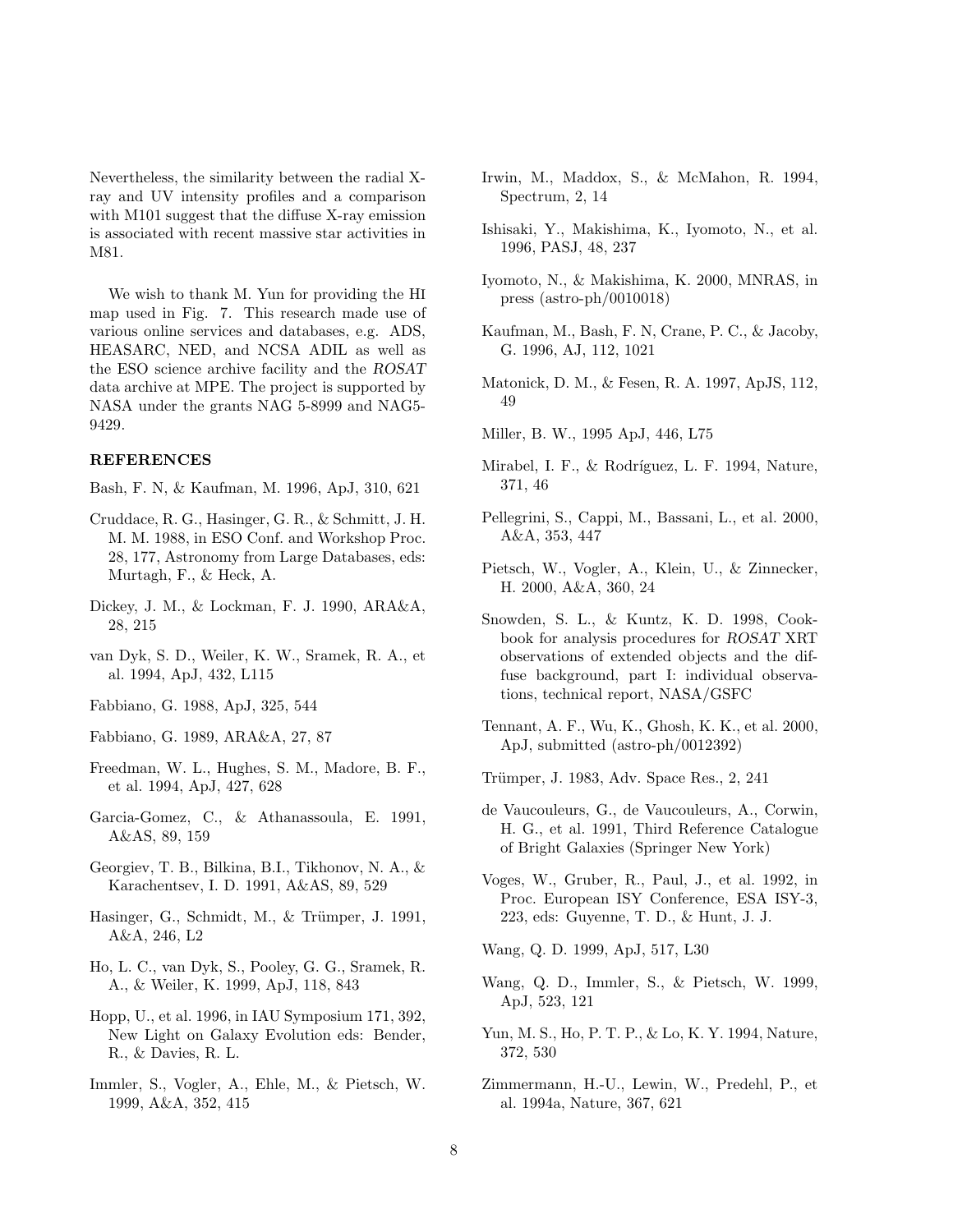Nevertheless, the similarity between the radial X-ray and UV intensity profiles and a comparison with M101 suggest that the diffuse X-ray emission is associated with recent massive star activities in M81.

We wish to thank M. Yun for providing the HI map used in Fig. 7. This research made use of various online services and databases, e.g. ADS, HEASARC, NED, and NCSA ADIL as well as the ESO science archive facility and the *ROSAT* data archive at MPE. The project is supported by NASA under the grants NAG 5-8999 and NAG5-9429.

## REFERENCES

Bash, F. N, & Kaufman, M. 1996, ApJ, 310, 621

Cruddace, R. G., Hasinger, G. R., & Schmitt, J. H. M. M. 1988, in ESO Conf. and Workshop Proc. 28, 177, Astronomy from Large Databases, eds: Murtagh, F., & Heck, A.

Dickey, J. M., & Lockman, F. J. 1990, ARA&A, 28, 215

van Dyk, S. D., Weiler, K. W., Sramek, R. A., et al. 1994, ApJ, 432, L115

Fabbiano, G. 1988, ApJ, 325, 544

Fabbiano, G. 1989, ARA&A, 27, 87

Freedman, W. L., Hughes, S. M., Madore, B. F., et al. 1994, ApJ, 427, 628

Garcia-Gomez, C., & Athanassoula, E. 1991, A&AS, 89, 159

Georgiev, T. B., Bilkina, B.I., Tikhonov, N. A., & Karachentsev, I. D. 1991, A&AS, 89, 529

Hasinger, G., Schmidt, M., & Trümper, J. 1991, A&A, 246, L2

Ho, L. C., van Dyk, S., Pooley, G. G., Sramek, R. A., & Weiler, K. 1999, ApJ, 118, 843

Hopp, U., et al. 1996, in IAU Symposium 171, 392, New Light on Galaxy Evolution eds: Bender, R., & Davies, R. L.

Immler, S., Vogler, A., Ehle, M., & Pietsch, W. 1999, A&A, 352, 415

Irwin, M., Maddox, S., & McMahon, R. 1994, Spectrum, 2, 14

Ishisaki, Y., Makishima, K., Iyomoto, N., et al. 1996, PASJ, 48, 237

Iyomoto, N., & Makishima, K. 2000, MNRAS, in press (astro-ph/0010018)

Kaufman, M., Bash, F. N, Crane, P. C., & Jacoby, G. 1996, AJ, 112, 1021

Matonick, D. M., & Fesen, R. A. 1997, ApJS, 112, 49

Miller, B. W., 1995 ApJ, 446, L75

Mirabel, I. F., & Rodríguez, L. F. 1994, Nature, 371, 46

Pellegrini, S., Cappi, M., Bassani, L., et al. 2000, A&A, 353, 447

Pietsch, W., Vogler, A., Klein, U., & Zinnecker, H. 2000, A&A, 360, 24

Snowden, S. L., & Kuntz, K. D. 1998, Cookbook for analysis procedures for *ROSAT* XRT observations of extended objects and the diffuse background, part I: individual observations, technical report, NASA/GSFC

Tennant, A. F., Wu, K., Ghosh, K. K., et al. 2000, ApJ, submitted (astro-ph/0012392)

Trümper, J. 1983, Adv. Space Res., 2, 241

de Vaucouleurs, G., de Vaucouleurs, A., Corwin, H. G., et al. 1991, Third Reference Catalogue of Bright Galaxies (Springer New York)

Voges, W., Gruber, R., Paul, J., et al. 1992, in Proc. European ISY Conference, ESA ISY-3, 223, eds: Guyenne, T. D., & Hunt, J. J.

Wang, Q. D. 1999, ApJ, 517, L30

Wang, Q. D., Immler, S., & Pietsch, W. 1999, ApJ, 523, 121

Yun, M. S., Ho, P. T. P., & Lo, K. Y. 1994, Nature, 372, 530

Zimmermann, H.-U., Lewin, W., Predehl, P., et al. 1994a, Nature, 367, 621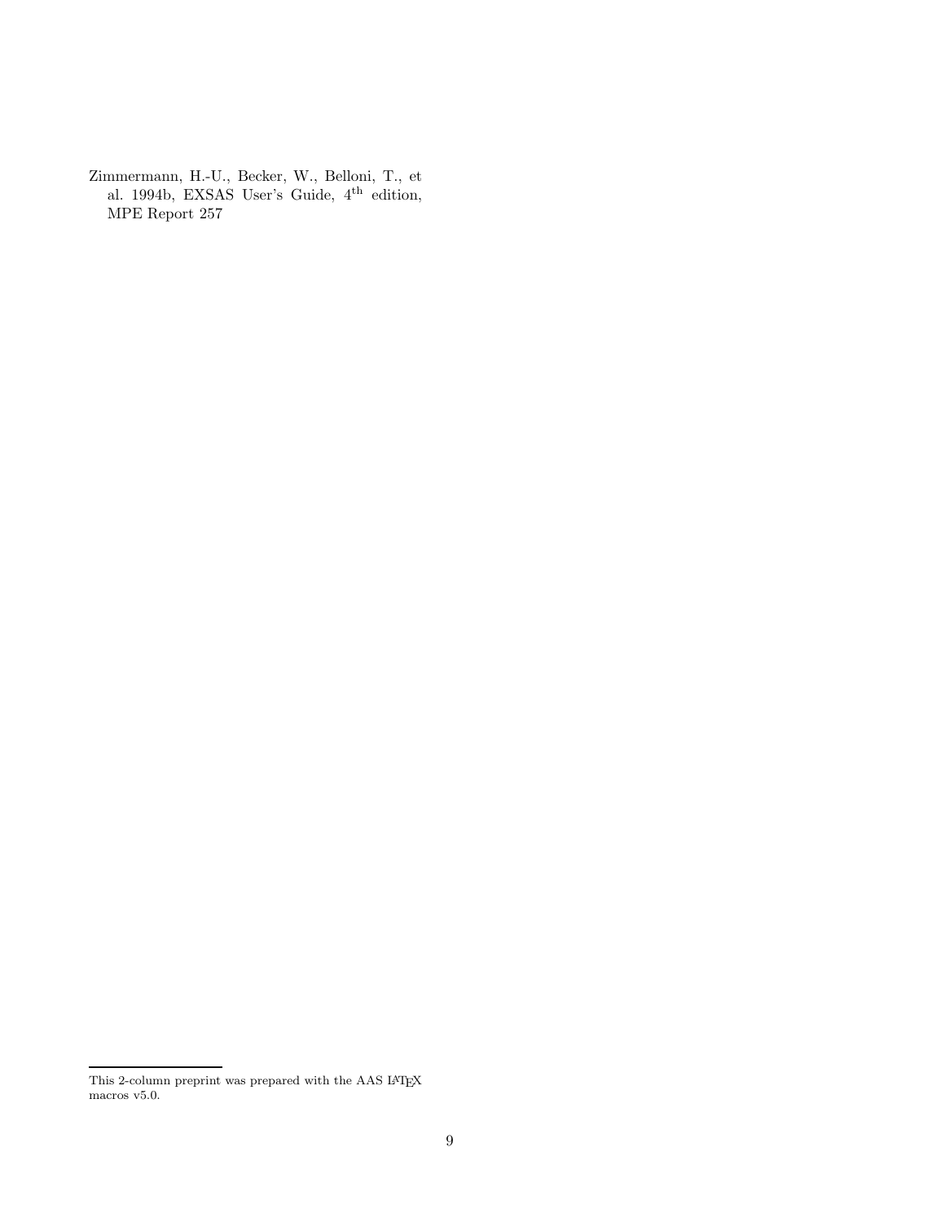Zimmermann, H.-U., Becker, W., Belloni, T., et al. 1994b, EXSAS User's Guide, 4$^{\rm th}$ edition, MPE Report 257

This 2-column preprint was prepared with the AAS LATEX macros v5.0.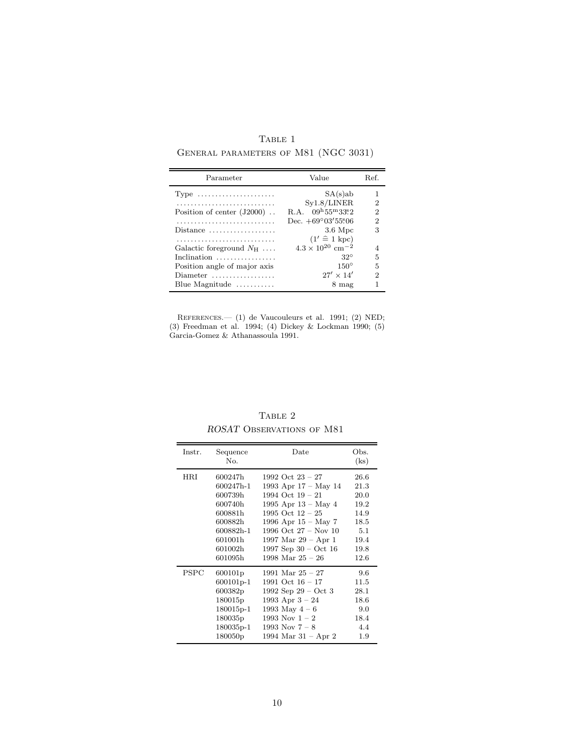Table 1

General parameters of M81 (NGC 3031)

| Parameter | Value | Ref. |
|---|---|---|
| Type ...................... | SA(s)ab | 1 |
| ............................ | Sy1.8/LINER | 2 |
| Position of center (J2000) .. | R.A. $09^{\mathrm{h}}55^{\mathrm{m}}33\overset{\mathrm{s}}{.}2$ | 2 |
| ............................ | Dec. $+69°03'55\overset{\mathrm{s}}{.}06$ | 2 |
| Distance ................... | 3.6 Mpc | 3 |
| ............................ | ($1' \mathrel{\hat{=}} 1$ kpc) | |
| Galactic foreground $N_{\mathrm{H}}$ .... | $4.3 \times 10^{20}$ cm$^{-2}$ | 4 |
| Inclination ................. | $32°$ | 5 |
| Position angle of major axis | $150°$ | 5 |
| Diameter .................. | $27' \times 14'$ | 2 |
| Blue Magnitude ........... | 8 mag | 1 |

References.— (1) de Vaucouleurs et al. 1991; (2) NED; (3) Freedman et al. 1994; (4) Dickey & Lockman 1990; (5) Garcia-Gomez & Athanassoula 1991.

Table 2

*ROSAT* Observations of M81

| Instr. | Sequence No. | Date | Obs. (ks) |
|---|---|---|---|
| HRI | 600247h | 1992 Oct 23 – 27 | 26.6 |
| | 600247h-1 | 1993 Apr 17 – May 14 | 21.3 |
| | 600739h | 1994 Oct 19 – 21 | 20.0 |
| | 600740h | 1995 Apr 13 – May 4 | 19.2 |
| | 600881h | 1995 Oct 12 – 25 | 14.9 |
| | 600882h | 1996 Apr 15 – May 7 | 18.5 |
| | 600882h-1 | 1996 Oct 27 – Nov 10 | 5.1 |
| | 601001h | 1997 Mar 29 – Apr 1 | 19.4 |
| | 601002h | 1997 Sep 30 – Oct 16 | 19.8 |
| | 601095h | 1998 Mar 25 – 26 | 12.6 |
| PSPC | 600101p | 1991 Mar 25 – 27 | 9.6 |
| | 600101p-1 | 1991 Oct 16 – 17 | 11.5 |
| | 600382p | 1992 Sep 29 – Oct 3 | 28.1 |
| | 180015p | 1993 Apr 3 – 24 | 18.6 |
| | 180015p-1 | 1993 May 4 – 6 | 9.0 |
| | 180035p | 1993 Nov 1 – 2 | 18.4 |
| | 180035p-1 | 1993 Nov 7 – 8 | 4.4 |
| | 180050p | 1994 Mar 31 – Apr 2 | 1.9 |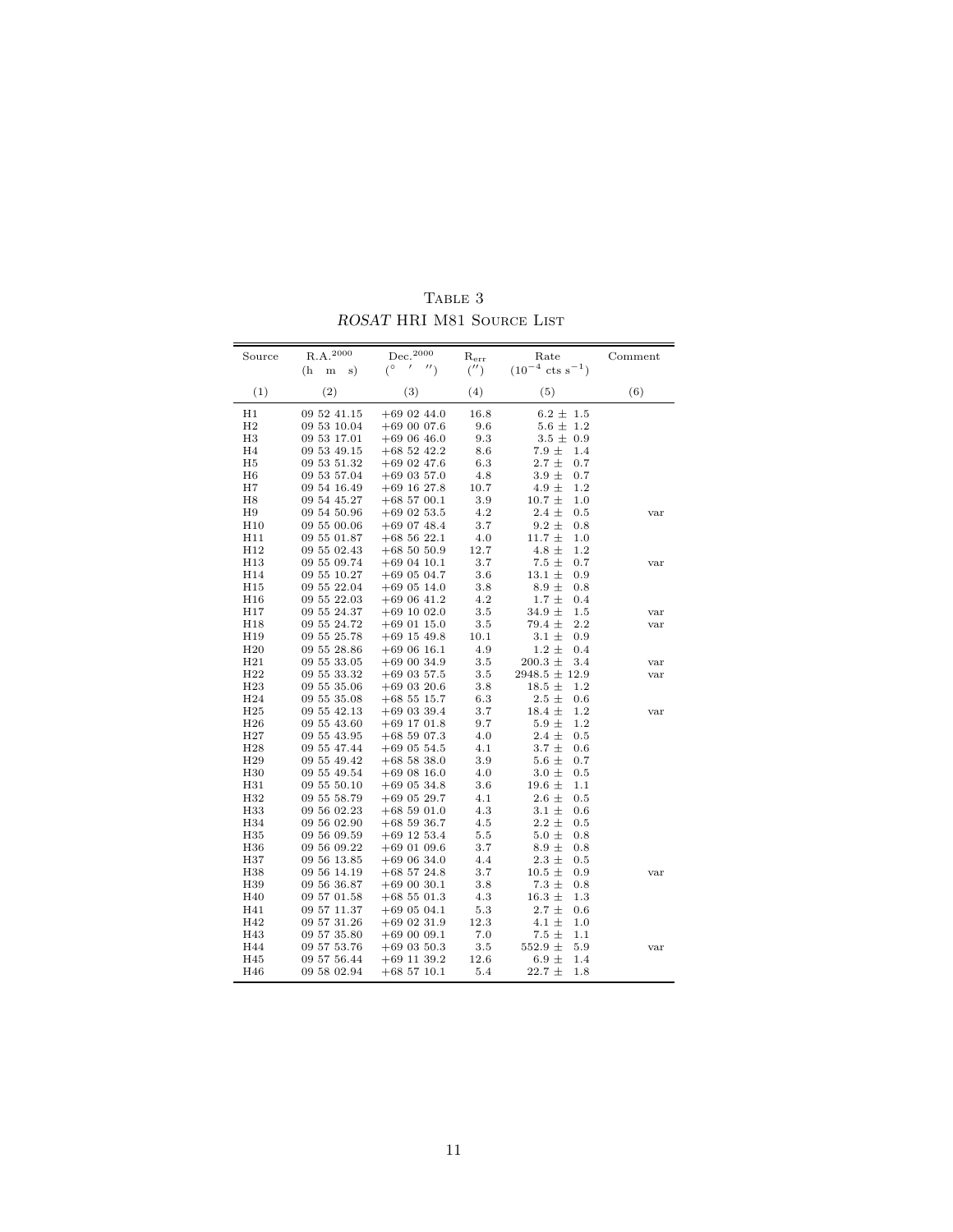Table 3

*ROSAT* HRI M81 Source List

| Source | R.A.$^{2000}$ (h m s) | Dec.$^{2000}$ (° ′ ″) | $R_{err}$ (″) | Rate ($10^{-4}$ cts $s^{-1}$) | Comment |
|---|---|---|---|---|---|
| (1) | (2) | (3) | (4) | (5) | (6) |
| H1 | 09 52 41.15 | +69 02 44.0 | 16.8 | 6.2 ± 1.5 | |
| H2 | 09 53 10.04 | +69 00 07.6 | 9.6 | 5.6 ± 1.2 | |
| H3 | 09 53 17.01 | +69 06 46.0 | 9.3 | 3.5 ± 0.9 | |
| H4 | 09 53 49.15 | +68 52 42.2 | 8.6 | 7.9 ± 1.4 | |
| H5 | 09 53 51.32 | +69 02 47.6 | 6.3 | 2.7 ± 0.7 | |
| H6 | 09 53 57.04 | +69 03 57.0 | 4.8 | 3.9 ± 0.7 | |
| H7 | 09 54 16.49 | +69 16 27.8 | 10.7 | 4.9 ± 1.2 | |
| H8 | 09 54 45.27 | +68 57 00.1 | 3.9 | 10.7 ± 1.0 | |
| H9 | 09 54 50.96 | +69 02 53.5 | 4.2 | 2.4 ± 0.5 | var |
| H10 | 09 55 00.06 | +69 07 48.4 | 3.7 | 9.2 ± 0.8 | |
| H11 | 09 55 01.87 | +68 56 22.1 | 4.0 | 11.7 ± 1.0 | |
| H12 | 09 55 02.43 | +68 50 50.9 | 12.7 | 4.8 ± 1.2 | |
| H13 | 09 55 09.74 | +69 04 10.1 | 3.7 | 7.5 ± 0.7 | var |
| H14 | 09 55 10.27 | +69 05 04.7 | 3.6 | 13.1 ± 0.9 | |
| H15 | 09 55 22.04 | +69 05 14.0 | 3.8 | 8.9 ± 0.8 | |
| H16 | 09 55 22.03 | +69 06 41.2 | 4.2 | 1.7 ± 0.4 | |
| H17 | 09 55 24.37 | +69 10 02.0 | 3.5 | 34.9 ± 1.5 | var |
| H18 | 09 55 24.72 | +69 01 15.0 | 3.5 | 79.4 ± 2.2 | var |
| H19 | 09 55 25.78 | +69 15 49.8 | 10.1 | 3.1 ± 0.9 | |
| H20 | 09 55 28.86 | +69 06 16.1 | 4.9 | 1.2 ± 0.4 | |
| H21 | 09 55 33.05 | +69 00 34.9 | 3.5 | 200.3 ± 3.4 | var |
| H22 | 09 55 33.32 | +69 03 57.5 | 3.5 | 2948.5 ± 12.9 | var |
| H23 | 09 55 35.06 | +69 03 20.6 | 3.8 | 18.5 ± 1.2 | |
| H24 | 09 55 35.08 | +68 55 15.7 | 6.3 | 2.5 ± 0.6 | |
| H25 | 09 55 42.13 | +69 03 39.4 | 3.7 | 18.4 ± 1.2 | var |
| H26 | 09 55 43.60 | +69 17 01.8 | 9.7 | 5.9 ± 1.2 | |
| H27 | 09 55 43.95 | +68 59 07.3 | 4.0 | 2.4 ± 0.5 | |
| H28 | 09 55 47.44 | +69 05 54.5 | 4.1 | 3.7 ± 0.6 | |
| H29 | 09 55 49.42 | +68 58 38.0 | 3.9 | 5.6 ± 0.7 | |
| H30 | 09 55 49.54 | +69 08 16.0 | 4.0 | 3.0 ± 0.5 | |
| H31 | 09 55 50.10 | +69 05 34.8 | 3.6 | 19.6 ± 1.1 | |
| H32 | 09 55 58.79 | +69 05 29.7 | 4.1 | 2.6 ± 0.5 | |
| H33 | 09 56 02.23 | +68 59 01.0 | 4.3 | 3.1 ± 0.6 | |
| H34 | 09 56 02.90 | +68 59 36.7 | 4.5 | 2.2 ± 0.5 | |
| H35 | 09 56 09.59 | +69 12 53.4 | 5.5 | 5.0 ± 0.8 | |
| H36 | 09 56 09.22 | +69 01 09.6 | 3.7 | 8.9 ± 0.8 | |
| H37 | 09 56 13.85 | +69 06 34.0 | 4.4 | 2.3 ± 0.5 | |
| H38 | 09 56 14.19 | +68 57 24.8 | 3.7 | 10.5 ± 0.9 | var |
| H39 | 09 56 36.87 | +69 00 30.1 | 3.8 | 7.3 ± 0.8 | |
| H40 | 09 57 01.58 | +68 55 01.3 | 4.3 | 16.3 ± 1.3 | |
| H41 | 09 57 11.37 | +69 05 04.1 | 5.3 | 2.7 ± 0.6 | |
| H42 | 09 57 31.26 | +69 02 31.9 | 12.3 | 4.1 ± 1.0 | |
| H43 | 09 57 35.80 | +69 00 09.1 | 7.0 | 7.5 ± 1.1 | |
| H44 | 09 57 53.76 | +69 03 50.3 | 3.5 | 552.9 ± 5.9 | var |
| H45 | 09 57 56.44 | +69 11 39.2 | 12.6 | 6.9 ± 1.4 | |
| H46 | 09 58 02.94 | +68 57 10.1 | 5.4 | 22.7 ± 1.8 | |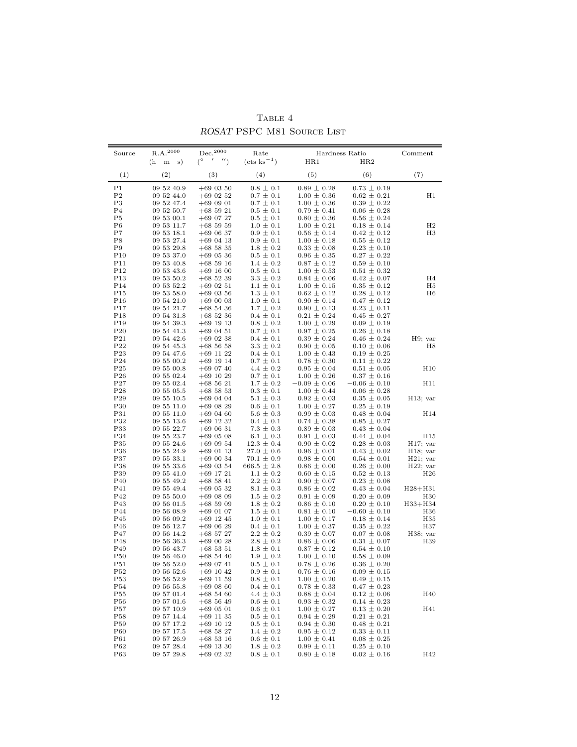# TABLE 4
## *ROSAT* PSPC M81 SOURCE LIST

| Source | R.A.$^{2000}$ (h m s) | Dec.$^{2000}$ (° ′ ″) | Rate (cts ks$^{-1}$) | Hardness Ratio HR1 | HR2 | Comment |
|---|---|---|---|---|---|---|
| (1) | (2) | (3) | (4) | (5) | (6) | (7) |
| P1 | 09 52 40.9 | +69 03 50 | 0.8 ± 0.1 | 0.89 ± 0.28 | 0.73 ± 0.19 | |
| P2 | 09 52 44.0 | +69 02 52 | 0.7 ± 0.1 | 1.00 ± 0.36 | 0.62 ± 0.21 | H1 |
| P3 | 09 52 47.4 | +69 09 01 | 0.7 ± 0.1 | 1.00 ± 0.36 | 0.39 ± 0.22 | |
| P4 | 09 52 50.7 | +68 59 21 | 0.5 ± 0.1 | 0.79 ± 0.41 | 0.06 ± 0.28 | |
| P5 | 09 53 00.1 | +69 07 27 | 0.5 ± 0.1 | 0.80 ± 0.36 | 0.56 ± 0.24 | |
| P6 | 09 53 11.7 | +68 59 59 | 1.0 ± 0.1 | 1.00 ± 0.21 | 0.18 ± 0.14 | H2 |
| P7 | 09 53 18.1 | +69 06 37 | 0.9 ± 0.1 | 0.56 ± 0.14 | 0.42 ± 0.12 | H3 |
| P8 | 09 53 27.4 | +69 04 13 | 0.9 ± 0.1 | 1.00 ± 0.18 | 0.55 ± 0.12 | |
| P9 | 09 53 29.8 | +68 58 35 | 1.8 ± 0.2 | 0.33 ± 0.08 | 0.23 ± 0.10 | |
| P10 | 09 53 37.0 | +69 05 36 | 0.5 ± 0.1 | 0.96 ± 0.35 | 0.27 ± 0.22 | |
| P11 | 09 53 40.8 | +68 59 16 | 1.4 ± 0.2 | 0.87 ± 0.12 | 0.59 ± 0.10 | |
| P12 | 09 53 43.6 | +69 16 00 | 0.5 ± 0.1 | 1.00 ± 0.53 | 0.51 ± 0.32 | |
| P13 | 09 53 50.2 | +68 52 39 | 3.3 ± 0.2 | 0.84 ± 0.06 | 0.42 ± 0.07 | H4 |
| P14 | 09 53 52.2 | +69 02 51 | 1.1 ± 0.1 | 1.00 ± 0.15 | 0.35 ± 0.12 | H5 |
| P15 | 09 53 58.0 | +69 03 56 | 1.3 ± 0.1 | 0.62 ± 0.12 | 0.28 ± 0.12 | H6 |
| P16 | 09 54 21.0 | +69 00 03 | 1.0 ± 0.1 | 0.90 ± 0.14 | 0.47 ± 0.12 | |
| P17 | 09 54 21.7 | +68 54 36 | 1.7 ± 0.2 | 0.90 ± 0.13 | 0.23 ± 0.11 | |
| P18 | 09 54 31.8 | +68 52 36 | 0.4 ± 0.1 | 0.21 ± 0.24 | 0.45 ± 0.27 | |
| P19 | 09 54 39.3 | +69 19 13 | 0.8 ± 0.2 | 1.00 ± 0.29 | 0.09 ± 0.19 | |
| P20 | 09 54 41.3 | +69 04 51 | 0.7 ± 0.1 | 0.97 ± 0.25 | 0.26 ± 0.18 | |
| P21 | 09 54 42.6 | +69 02 38 | 0.4 ± 0.1 | 0.39 ± 0.24 | 0.46 ± 0.24 | H9; var |
| P22 | 09 54 45.3 | +68 56 58 | 3.3 ± 0.2 | 0.90 ± 0.05 | 0.10 ± 0.06 | H8 |
| P23 | 09 54 47.6 | +69 11 22 | 0.4 ± 0.1 | 1.00 ± 0.43 | 0.19 ± 0.25 | |
| P24 | 09 55 00.2 | +69 19 14 | 0.7 ± 0.1 | 0.78 ± 0.30 | 0.11 ± 0.22 | |
| P25 | 09 55 00.8 | +69 07 40 | 4.4 ± 0.2 | 0.95 ± 0.04 | 0.51 ± 0.05 | H10 |
| P26 | 09 55 02.4 | +69 10 29 | 0.7 ± 0.1 | 1.00 ± 0.26 | 0.37 ± 0.16 | |
| P27 | 09 55 02.4 | +68 56 21 | 1.7 ± 0.2 | −0.09 ± 0.06 | −0.06 ± 0.10 | H11 |
| P28 | 09 55 05.5 | +68 58 53 | 0.3 ± 0.1 | 1.00 ± 0.44 | 0.06 ± 0.28 | |
| P29 | 09 55 10.5 | +69 04 04 | 5.1 ± 0.3 | 0.92 ± 0.03 | 0.35 ± 0.05 | H13; var |
| P30 | 09 55 11.0 | +69 08 29 | 0.6 ± 0.1 | 1.00 ± 0.27 | 0.25 ± 0.19 | |
| P31 | 09 55 11.0 | +69 04 60 | 5.6 ± 0.3 | 0.99 ± 0.03 | 0.48 ± 0.04 | H14 |
| P32 | 09 55 13.6 | +69 12 32 | 0.4 ± 0.1 | 0.74 ± 0.38 | 0.85 ± 0.27 | |
| P33 | 09 55 22.7 | +69 06 31 | 7.3 ± 0.3 | 0.89 ± 0.03 | 0.43 ± 0.04 | |
| P34 | 09 55 23.7 | +69 05 08 | 6.1 ± 0.3 | 0.91 ± 0.03 | 0.44 ± 0.04 | H15 |
| P35 | 09 55 24.6 | +69 09 54 | 12.3 ± 0.4 | 0.90 ± 0.02 | 0.28 ± 0.03 | H17; var |
| P36 | 09 55 24.9 | +69 01 13 | 27.0 ± 0.6 | 0.96 ± 0.01 | 0.43 ± 0.02 | H18; var |
| P37 | 09 55 33.1 | +69 00 34 | 70.1 ± 0.9 | 0.98 ± 0.00 | 0.54 ± 0.01 | H21; var |
| P38 | 09 55 33.6 | +69 03 54 | 666.5 ± 2.8 | 0.86 ± 0.00 | 0.26 ± 0.00 | H22; var |
| P39 | 09 55 41.0 | +69 17 21 | 1.1 ± 0.2 | 0.60 ± 0.15 | 0.52 ± 0.13 | H26 |
| P40 | 09 55 49.2 | +68 58 41 | 2.2 ± 0.2 | 0.90 ± 0.07 | 0.23 ± 0.08 | |
| P41 | 09 55 49.4 | +69 05 32 | 8.1 ± 0.3 | 0.86 ± 0.02 | 0.43 ± 0.04 | H28+H31 |
| P42 | 09 55 50.0 | +69 08 09 | 1.5 ± 0.2 | 0.91 ± 0.09 | 0.20 ± 0.09 | H30 |
| P43 | 09 56 01.5 | +68 59 09 | 1.8 ± 0.2 | 0.86 ± 0.10 | 0.20 ± 0.10 | H33+H34 |
| P44 | 09 56 08.9 | +69 01 07 | 1.5 ± 0.1 | 0.81 ± 0.10 | −0.60 ± 0.10 | H36 |
| P45 | 09 56 09.2 | +69 12 45 | 1.0 ± 0.1 | 1.00 ± 0.17 | 0.18 ± 0.14 | H35 |
| P46 | 09 56 12.7 | +69 06 29 | 0.4 ± 0.1 | 1.00 ± 0.37 | 0.35 ± 0.22 | H37 |
| P47 | 09 56 14.2 | +68 57 27 | 2.2 ± 0.2 | 0.39 ± 0.07 | 0.07 ± 0.08 | H38; var |
| P48 | 09 56 36.3 | +69 00 28 | 2.8 ± 0.2 | 0.86 ± 0.06 | 0.31 ± 0.07 | H39 |
| P49 | 09 56 43.7 | +68 53 51 | 1.8 ± 0.1 | 0.87 ± 0.12 | 0.54 ± 0.10 | |
| P50 | 09 56 46.0 | +68 54 40 | 1.9 ± 0.2 | 1.00 ± 0.10 | 0.58 ± 0.09 | |
| P51 | 09 56 52.0 | +69 07 41 | 0.5 ± 0.1 | 0.78 ± 0.26 | 0.36 ± 0.20 | |
| P52 | 09 56 52.6 | +69 10 42 | 0.9 ± 0.1 | 0.76 ± 0.16 | 0.09 ± 0.15 | |
| P53 | 09 56 52.9 | +69 11 59 | 0.8 ± 0.1 | 1.00 ± 0.20 | 0.49 ± 0.15 | |
| P54 | 09 56 55.8 | +69 08 60 | 0.4 ± 0.1 | 0.78 ± 0.33 | 0.47 ± 0.23 | |
| P55 | 09 57 01.4 | +68 54 60 | 4.4 ± 0.3 | 0.88 ± 0.04 | 0.12 ± 0.06 | H40 |
| P56 | 09 57 01.6 | +68 56 49 | 0.6 ± 0.1 | 0.93 ± 0.32 | 0.14 ± 0.23 | |
| P57 | 09 57 10.9 | +69 05 01 | 0.6 ± 0.1 | 1.00 ± 0.27 | 0.13 ± 0.20 | H41 |
| P58 | 09 57 14.4 | +69 11 35 | 0.5 ± 0.1 | 0.94 ± 0.29 | 0.21 ± 0.21 | |
| P59 | 09 57 17.2 | +69 10 12 | 0.5 ± 0.1 | 0.94 ± 0.30 | 0.48 ± 0.21 | |
| P60 | 09 57 17.5 | +68 58 27 | 1.4 ± 0.2 | 0.95 ± 0.12 | 0.33 ± 0.11 | |
| P61 | 09 57 26.9 | +68 53 16 | 0.6 ± 0.1 | 1.00 ± 0.41 | 0.08 ± 0.25 | |
| P62 | 09 57 28.4 | +69 13 30 | 1.8 ± 0.2 | 0.99 ± 0.11 | 0.25 ± 0.10 | |
| P63 | 09 57 29.8 | +69 02 32 | 0.8 ± 0.1 | 0.80 ± 0.18 | 0.02 ± 0.16 | H42 |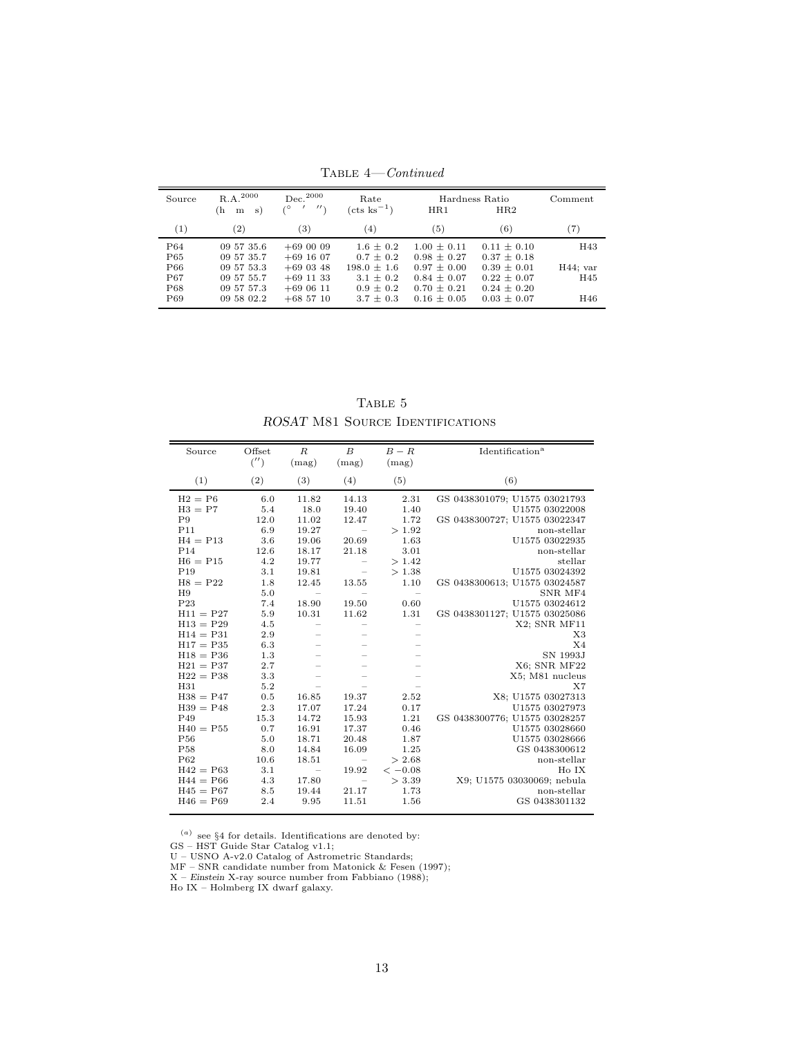TABLE 4—*Continued*

| Source | R.A.$^{2000}$ (h m s) | Dec.$^{2000}$ (° ′ ″) | Rate (cts ks$^{-1}$) | Hardness Ratio HR1 | HR2 | Comment |
|---|---|---|---|---|---|---|
| (1) | (2) | (3) | (4) | (5) | (6) | (7) |
| P64 | 09 57 35.6 | +69 00 09 | 1.6 ± 0.2 | 1.00 ± 0.11 | 0.11 ± 0.10 | H43 |
| P65 | 09 57 35.7 | +69 16 07 | 0.7 ± 0.2 | 0.98 ± 0.27 | 0.37 ± 0.18 | |
| P66 | 09 57 53.3 | +69 03 48 | 198.0 ± 1.6 | 0.97 ± 0.00 | 0.39 ± 0.01 | H44; var |
| P67 | 09 57 55.7 | +69 11 33 | 3.1 ± 0.2 | 0.84 ± 0.07 | 0.22 ± 0.07 | H45 |
| P68 | 09 57 57.3 | +69 06 11 | 0.9 ± 0.2 | 0.70 ± 0.21 | 0.24 ± 0.20 | |
| P69 | 09 58 02.2 | +68 57 10 | 3.7 ± 0.3 | 0.16 ± 0.05 | 0.03 ± 0.07 | H46 |

TABLE 5

*ROSAT* M81 SOURCE IDENTIFICATIONS

| Source | Offset (″) | $R$ (mag) | $B$ (mag) | $B-R$ (mag) | Identification[a] |
|---|---|---|---|---|---|
| (1) | (2) | (3) | (4) | (5) | (6) |
| H2 = P6 | 6.0 | 11.82 | 14.13 | 2.31 | GS 0438301079; U1575 03021793 |
| H3 = P7 | 5.4 | 18.0 | 19.40 | 1.40 | U1575 03022008 |
| P9 | 12.0 | 11.02 | 12.47 | 1.72 | GS 0438300727; U1575 03022347 |
| P11 | 6.9 | 19.27 | – | > 1.92 | non-stellar |
| H4 = P13 | 3.6 | 19.06 | 20.69 | 1.63 | U1575 03022935 |
| P14 | 12.6 | 18.17 | 21.18 | 3.01 | non-stellar |
| H6 = P15 | 4.2 | 19.77 | – | > 1.42 | stellar |
| P19 | 3.1 | 19.81 | – | > 1.38 | U1575 03024392 |
| H8 = P22 | 1.8 | 12.45 | 13.55 | 1.10 | GS 0438300613; U1575 03024587 |
| H9 | 5.0 | – | – | – | SNR MF4 |
| P23 | 7.4 | 18.90 | 19.50 | 0.60 | U1575 03024612 |
| H11 = P27 | 5.9 | 10.31 | 11.62 | 1.31 | GS 0438301127; U1575 03025086 |
| H13 = P29 | 4.5 | – | – | – | X2; SNR MF11 |
| H14 = P31 | 2.9 | – | – | – | X3 |
| H17 = P35 | 6.3 | – | – | – | X4 |
| H18 = P36 | 1.3 | – | – | – | SN 1993J |
| H21 = P37 | 2.7 | – | – | – | X6; SNR MF22 |
| H22 = P38 | 3.3 | – | – | – | X5; M81 nucleus |
| H31 | 5.2 | – | – | – | X7 |
| H38 = P47 | 0.5 | 16.85 | 19.37 | 2.52 | X8; U1575 03027313 |
| H39 = P48 | 2.3 | 17.07 | 17.24 | 0.17 | U1575 03027973 |
| P49 | 15.3 | 14.72 | 15.93 | 1.21 | GS 0438300776; U1575 03028257 |
| H40 = P55 | 0.7 | 16.91 | 17.37 | 0.46 | U1575 03028660 |
| P56 | 5.0 | 18.71 | 20.48 | 1.87 | U1575 03028666 |
| P58 | 8.0 | 14.84 | 16.09 | 1.25 | GS 0438300612 |
| P62 | 10.6 | 18.51 | – | > 2.68 | non-stellar |
| H42 = P63 | 3.1 | – | 19.92 | < −0.08 | Ho IX |
| H44 = P66 | 4.3 | 17.80 | – | > 3.39 | X9; U1575 03030069; nebula |
| H45 = P67 | 8.5 | 19.44 | 21.17 | 1.73 | non-stellar |
| H46 = P69 | 2.4 | 9.95 | 11.51 | 1.56 | GS 0438301132 |

[a] see §4 for details. Identifications are denoted by:
GS – HST Guide Star Catalog v1.1;
U – USNO A-v2.0 Catalog of Astrometric Standards;
MF – SNR candidate number from Matonick & Fesen (1997);
X – *Einstein* X-ray source number from Fabbiano (1988);
Ho IX – Holmberg IX dwarf galaxy.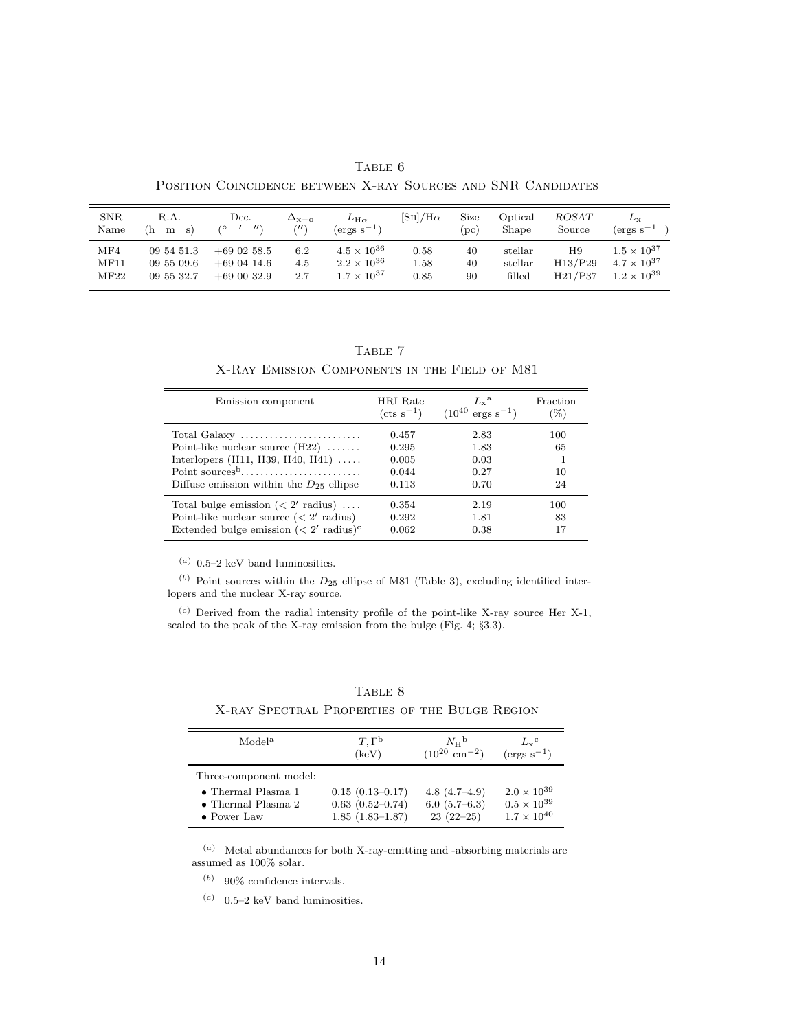Table 6

Position Coincidence between X-ray Sources and SNR Candidates

| SNR Name | R.A. (h m s) | Dec. (° ′ ″) | $\Delta_{\rm x-o}$ (″) | $L_{\rm H\alpha}$ (ergs s$^{-1}$) | [SII]/Hα | Size (pc) | Optical Shape | *ROSAT* Source | $L_{\rm x}$ (ergs s$^{-1}$) |
|---|---|---|---|---|---|---|---|---|---|
| MF4 | 09 54 51.3 | +69 02 58.5 | 6.2 | $4.5 \times 10^{36}$ | 0.58 | 40 | stellar | H9 | $1.5 \times 10^{37}$ |
| MF11 | 09 55 09.6 | +69 04 14.6 | 4.5 | $2.2 \times 10^{36}$ | 1.58 | 40 | stellar | H13/P29 | $4.7 \times 10^{37}$ |
| MF22 | 09 55 32.7 | +69 00 32.9 | 2.7 | $1.7 \times 10^{37}$ | 0.85 | 90 | filled | H21/P37 | $1.2 \times 10^{39}$ |

Table 7

X-Ray Emission Components in the Field of M81

| Emission component | HRI Rate (cts s$^{-1}$) | $L_{\rm x}$[a] ($10^{40}$ ergs s$^{-1}$) | Fraction (%) |
|---|---|---|---|
| Total Galaxy ........................ | 0.457 | 2.83 | 100 |
| Point-like nuclear source (H22) ....... | 0.295 | 1.83 | 65 |
| Interlopers (H11, H39, H40, H41) ..... | 0.005 | 0.03 | 1 |
| Point sources[b]........................ | 0.044 | 0.27 | 10 |
| Diffuse emission within the $D_{25}$ ellipse | 0.113 | 0.70 | 24 |
| Total bulge emission ($< 2'$ radius) .... | 0.354 | 2.19 | 100 |
| Point-like nuclear source ($< 2'$ radius) | 0.292 | 1.81 | 83 |
| Extended bulge emission ($< 2'$ radius)[c] | 0.062 | 0.38 | 17 |

[a] 0.5–2 keV band luminosities.

[b] Point sources within the $D_{25}$ ellipse of M81 (Table 3), excluding identified interlopers and the nuclear X-ray source.

[c] Derived from the radial intensity profile of the point-like X-ray source Her X-1, scaled to the peak of the X-ray emission from the bulge (Fig. 4; §3.3).

Table 8

X-ray Spectral Properties of the Bulge Region

| Model[a] | $T, \Gamma$[b] (keV) | $N_{\rm H}$[b] ($10^{20}$ cm$^{-2}$) | $L_{\rm x}$[c] (ergs s$^{-1}$) |
|---|---|---|---|
| Three-component model: | | | |
| • Thermal Plasma 1 | 0.15 (0.13–0.17) | 4.8 (4.7–4.9) | $2.0 \times 10^{39}$ |
| • Thermal Plasma 2 | 0.63 (0.52–0.74) | 6.0 (5.7–6.3) | $0.5 \times 10^{39}$ |
| • Power Law | 1.85 (1.83–1.87) | 23 (22–25) | $1.7 \times 10^{40}$ |

[a] Metal abundances for both X-ray-emitting and -absorbing materials are assumed as 100% solar.

[b] 90% confidence intervals.

[c] 0.5–2 keV band luminosities.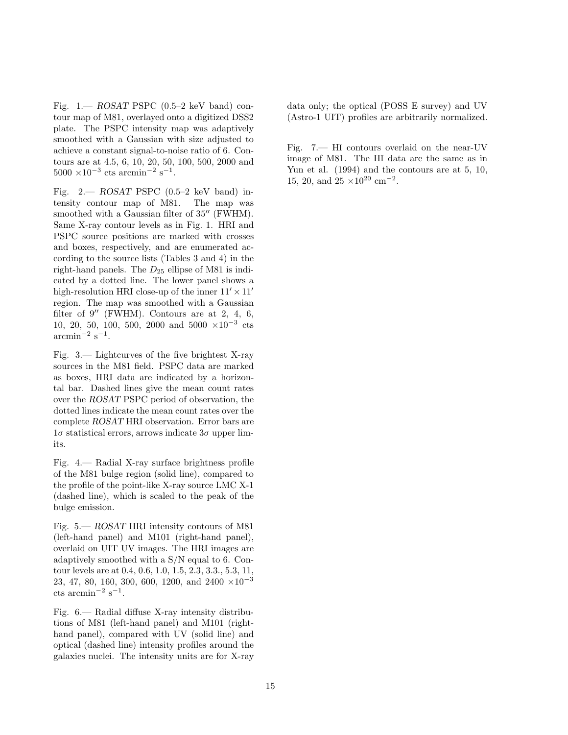Fig. 1.— *ROSAT* PSPC (0.5–2 keV band) contour map of M81, overlayed onto a digitized DSS2 plate. The PSPC intensity map was adaptively smoothed with a Gaussian with size adjusted to achieve a constant signal-to-noise ratio of 6. Contours are at 4.5, 6, 10, 20, 50, 100, 500, 2000 and 5000 $\times 10^{-3}$ cts arcmin$^{-2}$ s$^{-1}$.

Fig. 2.— *ROSAT* PSPC (0.5–2 keV band) intensity contour map of M81. The map was smoothed with a Gaussian filter of $35''$ (FWHM). Same X-ray contour levels as in Fig. 1. HRI and PSPC source positions are marked with crosses and boxes, respectively, and are enumerated according to the source lists (Tables 3 and 4) in the right-hand panels. The $D_{25}$ ellipse of M81 is indicated by a dotted line. The lower panel shows a high-resolution HRI close-up of the inner $11' \times 11'$ region. The map was smoothed with a Gaussian filter of $9''$ (FWHM). Contours are at 2, 4, 6, 10, 20, 50, 100, 500, 2000 and 5000 $\times 10^{-3}$ cts arcmin$^{-2}$ s$^{-1}$.

Fig. 3.— Lightcurves of the five brightest X-ray sources in the M81 field. PSPC data are marked as boxes, HRI data are indicated by a horizontal bar. Dashed lines give the mean count rates over the *ROSAT* PSPC period of observation, the dotted lines indicate the mean count rates over the complete *ROSAT* HRI observation. Error bars are $1\sigma$ statistical errors, arrows indicate $3\sigma$ upper limits.

Fig. 4.— Radial X-ray surface brightness profile of the M81 bulge region (solid line), compared to the profile of the point-like X-ray source LMC X-1 (dashed line), which is scaled to the peak of the bulge emission.

Fig. 5.— *ROSAT* HRI intensity contours of M81 (left-hand panel) and M101 (right-hand panel), overlaid on UIT UV images. The HRI images are adaptively smoothed with a S/N equal to 6. Contour levels are at 0.4, 0.6, 1.0, 1.5, 2.3, 3.3., 5.3, 11, 23, 47, 80, 160, 300, 600, 1200, and 2400 $\times 10^{-3}$ cts arcmin$^{-2}$ s$^{-1}$.

Fig. 6.— Radial diffuse X-ray intensity distributions of M81 (left-hand panel) and M101 (right-hand panel), compared with UV (solid line) and optical (dashed line) intensity profiles around the galaxies nuclei. The intensity units are for X-ray data only; the optical (POSS E survey) and UV (Astro-1 UIT) profiles are arbitrarily normalized.

Fig. 7.— HI contours overlaid on the near-UV image of M81. The HI data are the same as in Yun et al. (1994) and the contours are at 5, 10, 15, 20, and 25 $\times 10^{20}$ cm$^{-2}$.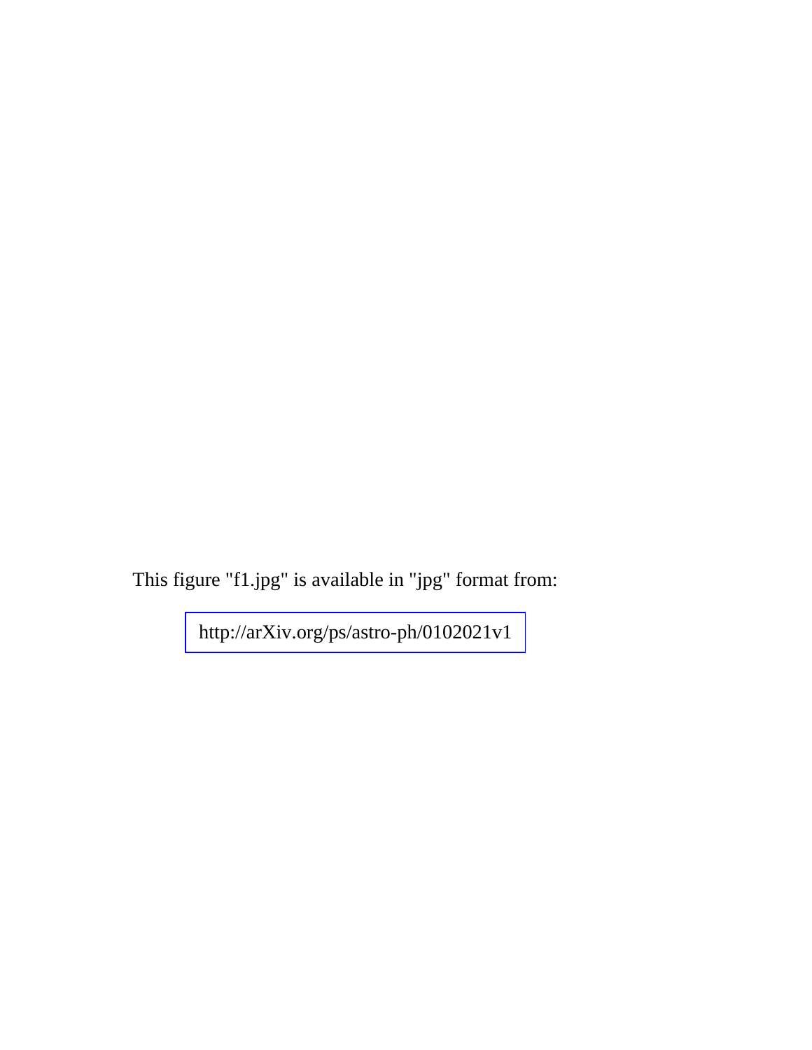This figure "f1.jpg" is available in "jpg" format from:

http://arXiv.org/ps/astro-ph/0102021v1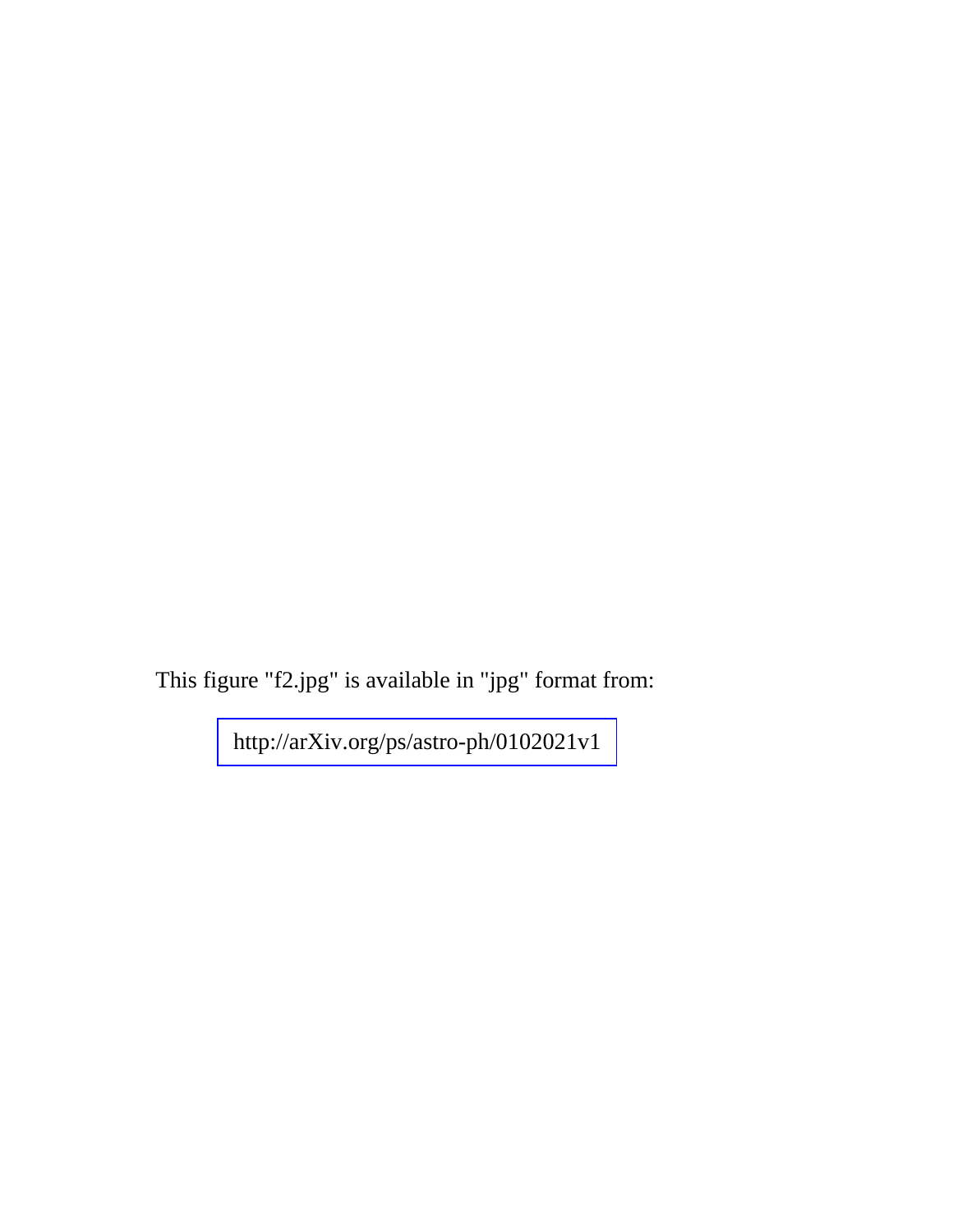This figure "f2.jpg" is available in "jpg" format from:

http://arXiv.org/ps/astro-ph/0102021v1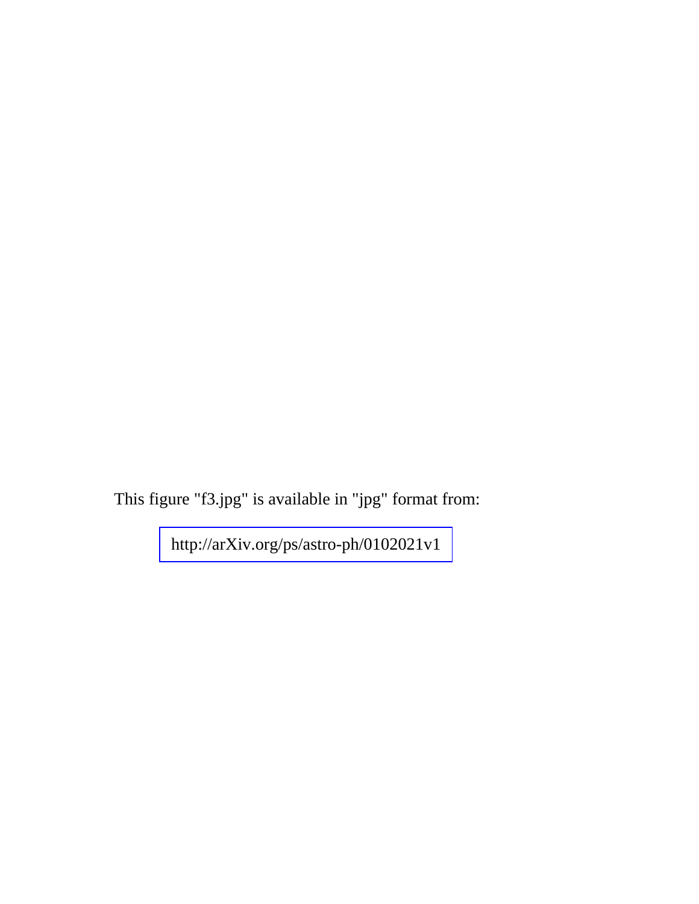This figure "f3.jpg" is available in "jpg" format from:

http://arXiv.org/ps/astro-ph/0102021v1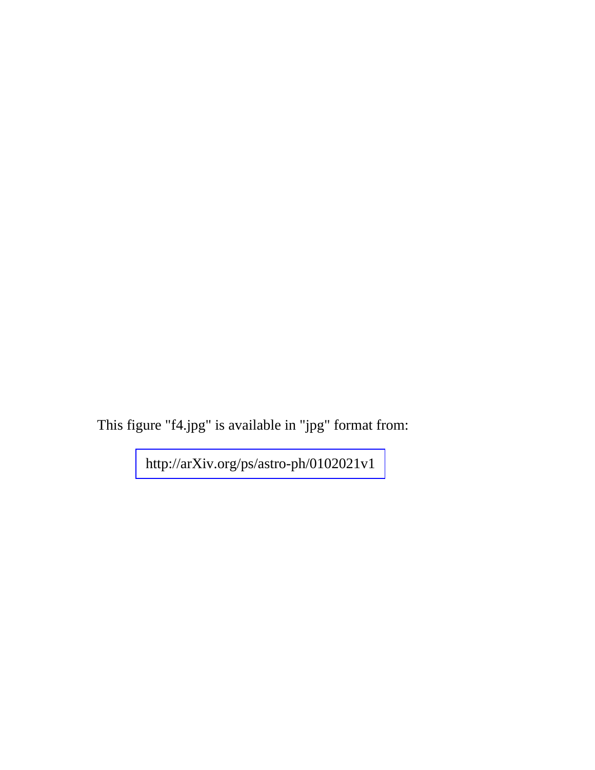This figure "f4.jpg" is available in "jpg" format from:

http://arXiv.org/ps/astro-ph/0102021v1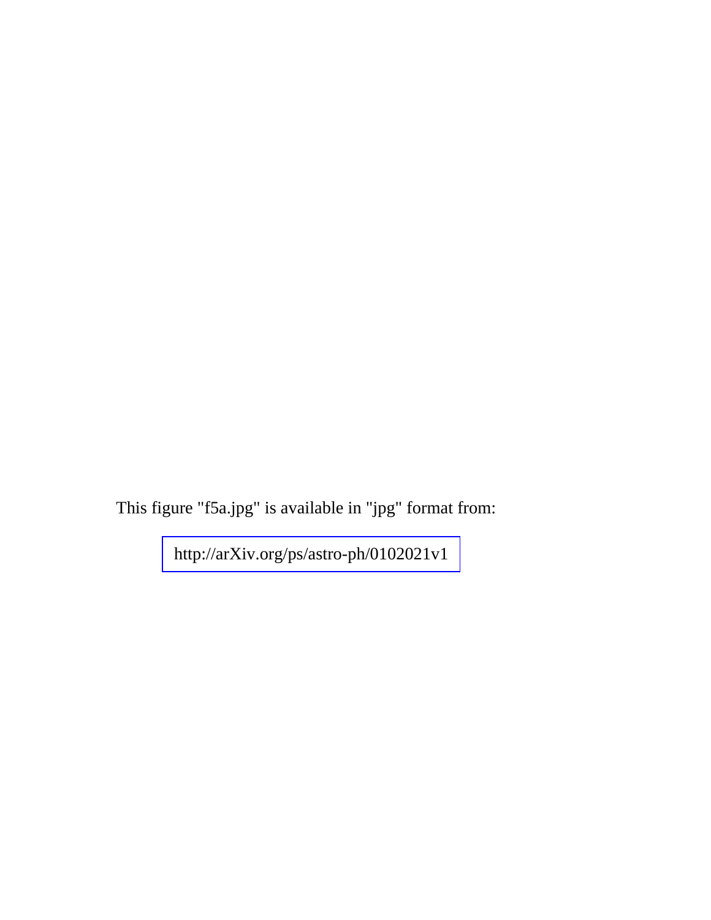This figure "f5a.jpg" is available in "jpg" format from:

http://arXiv.org/ps/astro-ph/0102021v1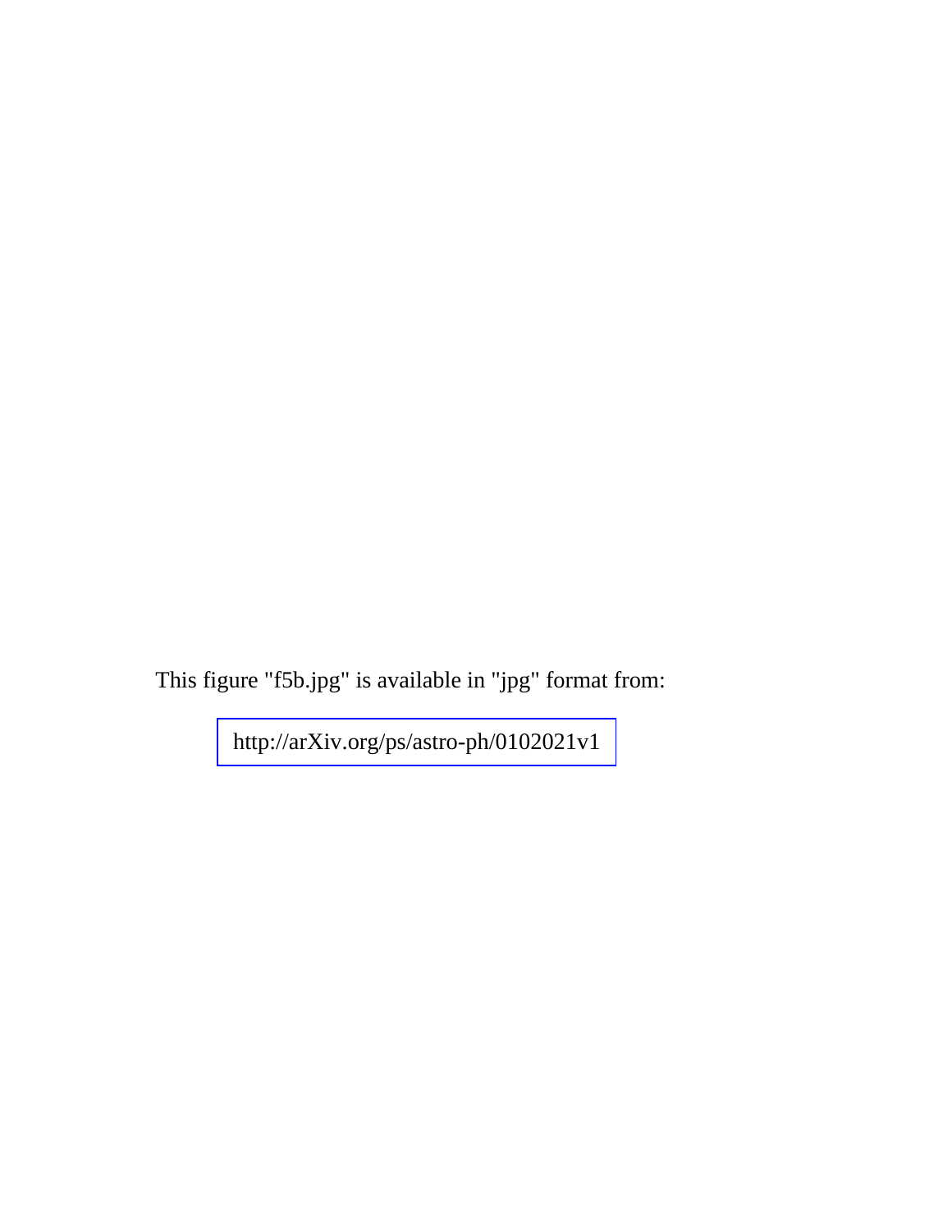This figure "f5b.jpg" is available in "jpg" format from:

http://arXiv.org/ps/astro-ph/0102021v1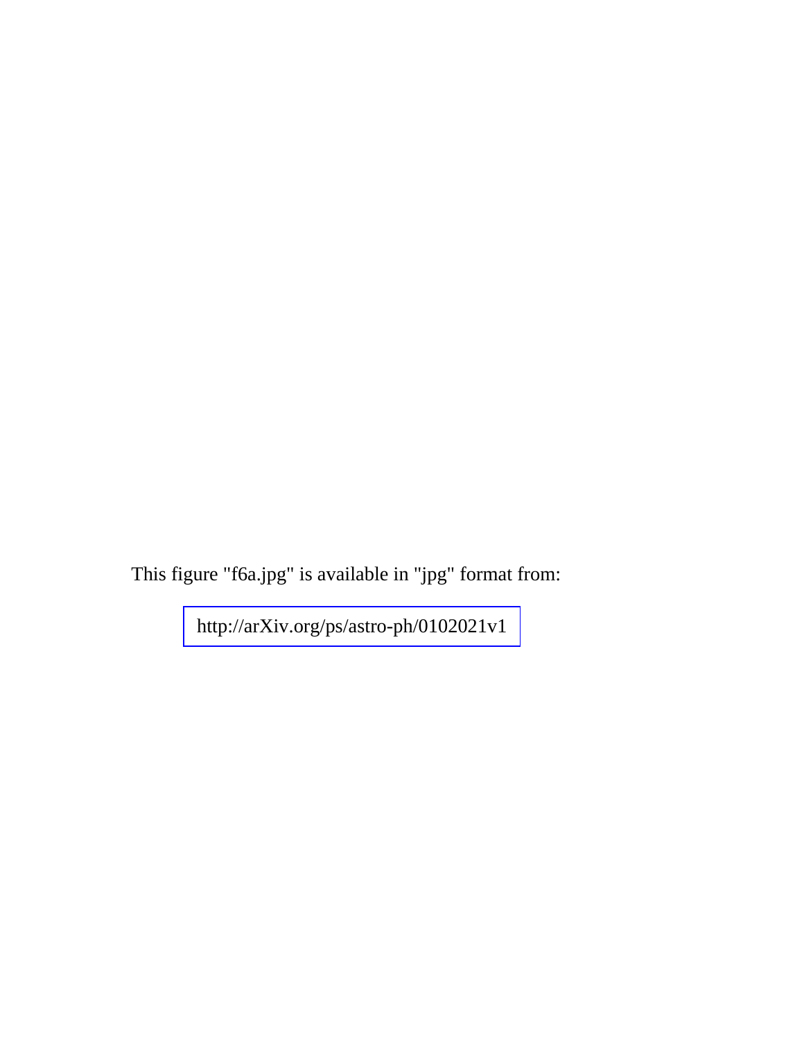This figure "f6a.jpg" is available in "jpg" format from:

http://arXiv.org/ps/astro-ph/0102021v1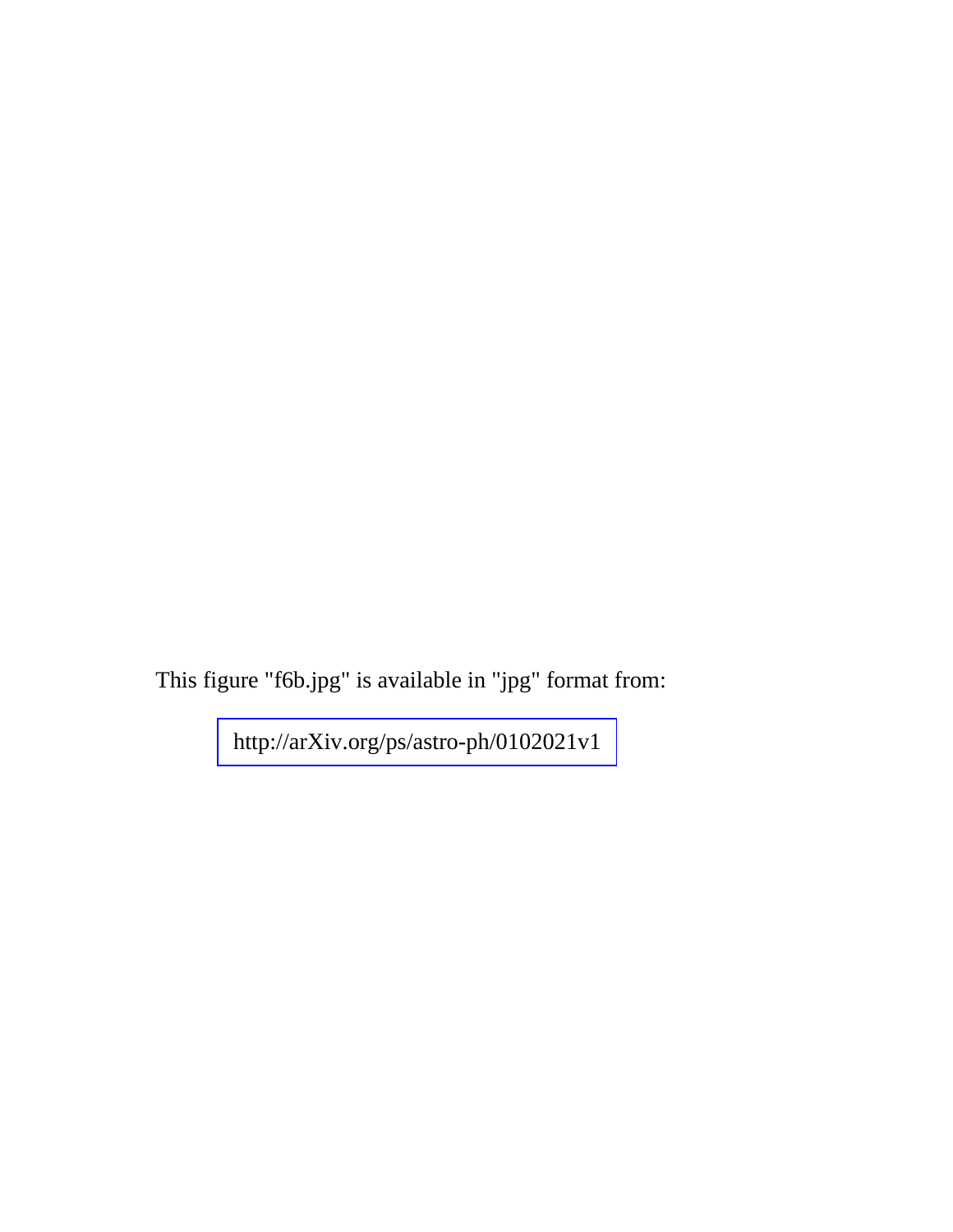This figure "f6b.jpg" is available in "jpg" format from:

http://arXiv.org/ps/astro-ph/0102021v1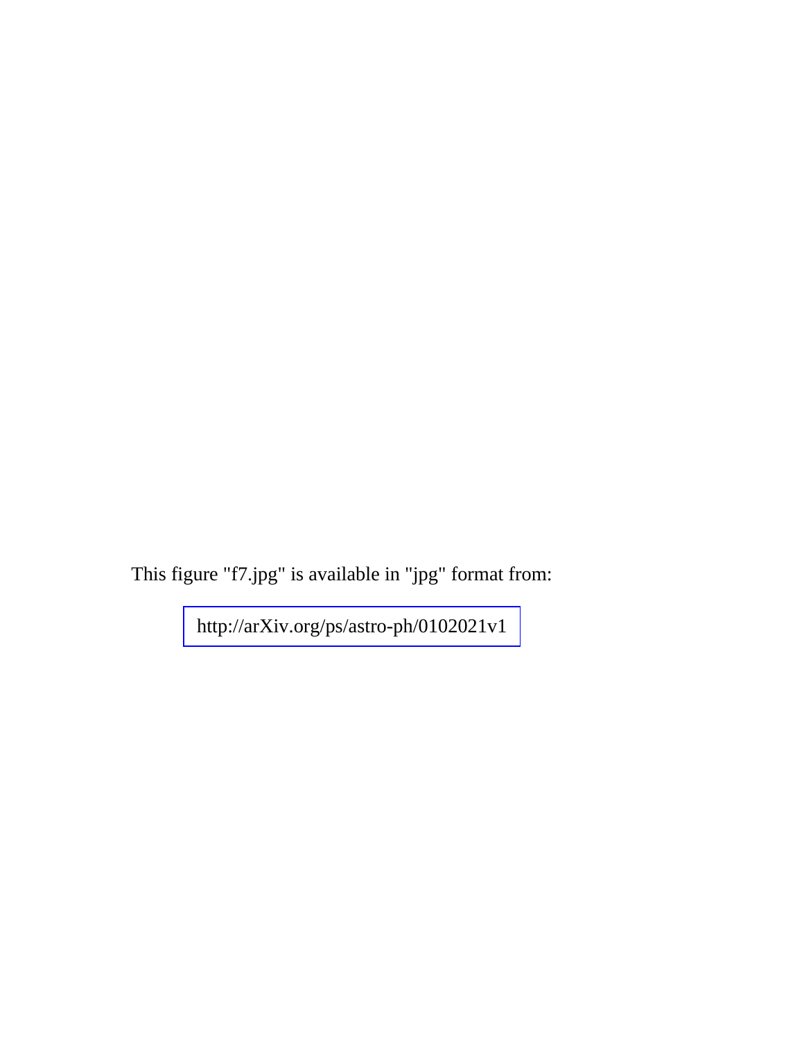This figure "f7.jpg" is available in "jpg" format from:

http://arXiv.org/ps/astro-ph/0102021v1